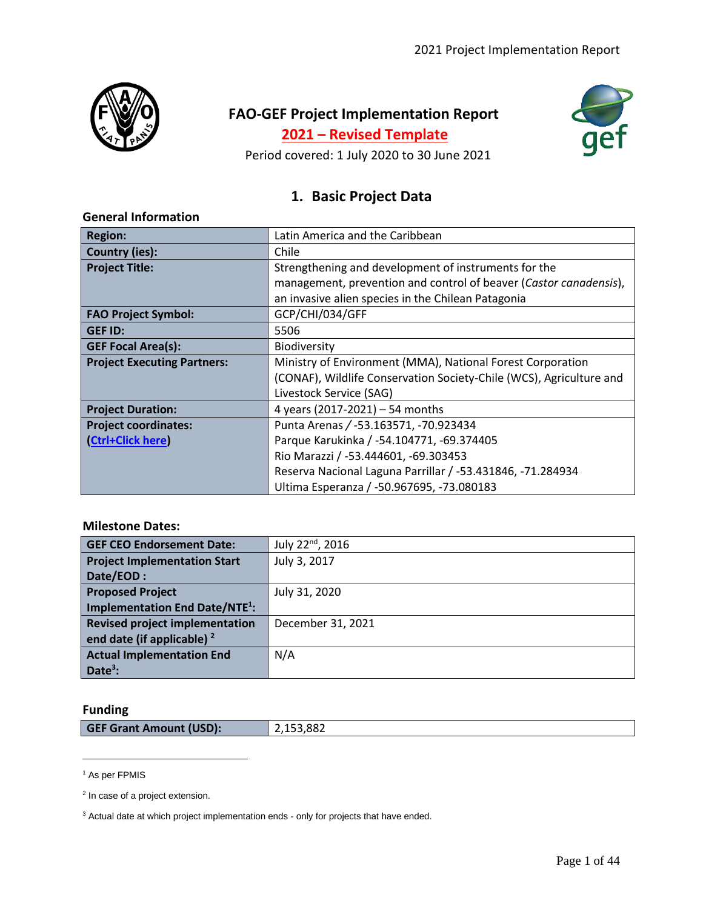# FAO-GEF Project Implementation Report

## 2021 – Revised Template

Period covered: 1 July 2020 to 30 June 2021

## 1. Basic Project Data

### General Information

| Region: | Latin America and the Caribbean |
|---|---|
| Country (ies): | Chile |
| Project Title: | Strengthening and development of instruments for the management, prevention and control of beaver (*Castor canadensis*), an invasive alien species in the Chilean Patagonia |
| FAO Project Symbol: | GCP/CHI/034/GFF |
| GEF ID: | 5506 |
| GEF Focal Area(s): | Biodiversity |
| Project Executing Partners: | Ministry of Environment (MMA), National Forest Corporation (CONAF), Wildlife Conservation Society-Chile (WCS), Agriculture and Livestock Service (SAG) |
| Project Duration: | 4 years (2017-2021) – 54 months |
| Project coordinates: (Ctrl+Click here) | Punta Arenas / -53.163571, -70.923434<br>Parque Karukinka / -54.104771, -69.374405<br>Rio Marazzi / -53.444601, -69.303453<br>Reserva Nacional Laguna Parrillar / -53.431846, -71.284934<br>Ultima Esperanza / -50.967695, -73.080183 |

### Milestone Dates:

| GEF CEO Endorsement Date: | July 22nd, 2016 |
|---|---|
| Project Implementation Start Date/EOD : | July 3, 2017 |
| Proposed Project Implementation End Date/NTE[1]: | July 31, 2020 |
| Revised project implementation end date (if applicable) [2] | December 31, 2021 |
| Actual Implementation End Date[3]: | N/A |

### Funding

| GEF Grant Amount (USD): | 2,153,882 |
|---|---|

[1] As per FPMIS

[2] In case of a project extension.

[3] Actual date at which project implementation ends - only for projects that have ended.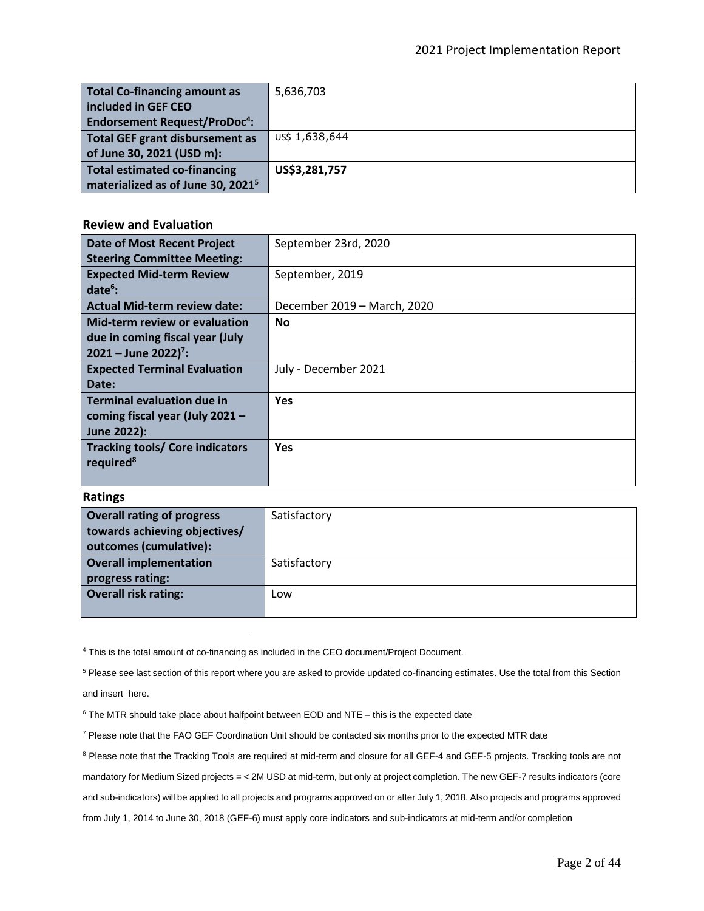| | |
|---|---|
| **Total Co-financing amount as included in GEF CEO Endorsement Request/ProDoc[4]:** | 5,636,703 |
| **Total GEF grant disbursement as of June 30, 2021 (USD m):** | US$ 1,638,644 |
| **Total estimated co-financing materialized as of June 30, 2021[5]** | **US$3,281,757** |

### Review and Evaluation

| | |
|---|---|
| **Date of Most Recent Project Steering Committee Meeting:** | September 23rd, 2020 |
| **Expected Mid-term Review date[6]:** | September, 2019 |
| **Actual Mid-term review date:** | December 2019 – March, 2020 |
| **Mid-term review or evaluation due in coming fiscal year (July 2021 – June 2022)[7]:** | **No** |
| **Expected Terminal Evaluation Date:** | July - December 2021 |
| **Terminal evaluation due in coming fiscal year (July 2021 – June 2022):** | **Yes** |
| **Tracking tools/ Core indicators required[8]** | **Yes** |

### Ratings

| | |
|---|---|
| **Overall rating of progress towards achieving objectives/ outcomes (cumulative):** | Satisfactory |
| **Overall implementation progress rating:** | Satisfactory |
| **Overall risk rating:** | Low |

---

[4] This is the total amount of co-financing as included in the CEO document/Project Document.

[5] Please see last section of this report where you are asked to provide updated co-financing estimates. Use the total from this Section and insert here.

[6] The MTR should take place about halfpoint between EOD and NTE – this is the expected date

[7] Please note that the FAO GEF Coordination Unit should be contacted six months prior to the expected MTR date

[8] Please note that the Tracking Tools are required at mid-term and closure for all GEF-4 and GEF-5 projects. Tracking tools are not mandatory for Medium Sized projects = < 2M USD at mid-term, but only at project completion. The new GEF-7 results indicators (core and sub-indicators) will be applied to all projects and programs approved on or after July 1, 2018. Also projects and programs approved from July 1, 2014 to June 30, 2018 (GEF-6) must apply core indicators and sub-indicators at mid-term and/or completion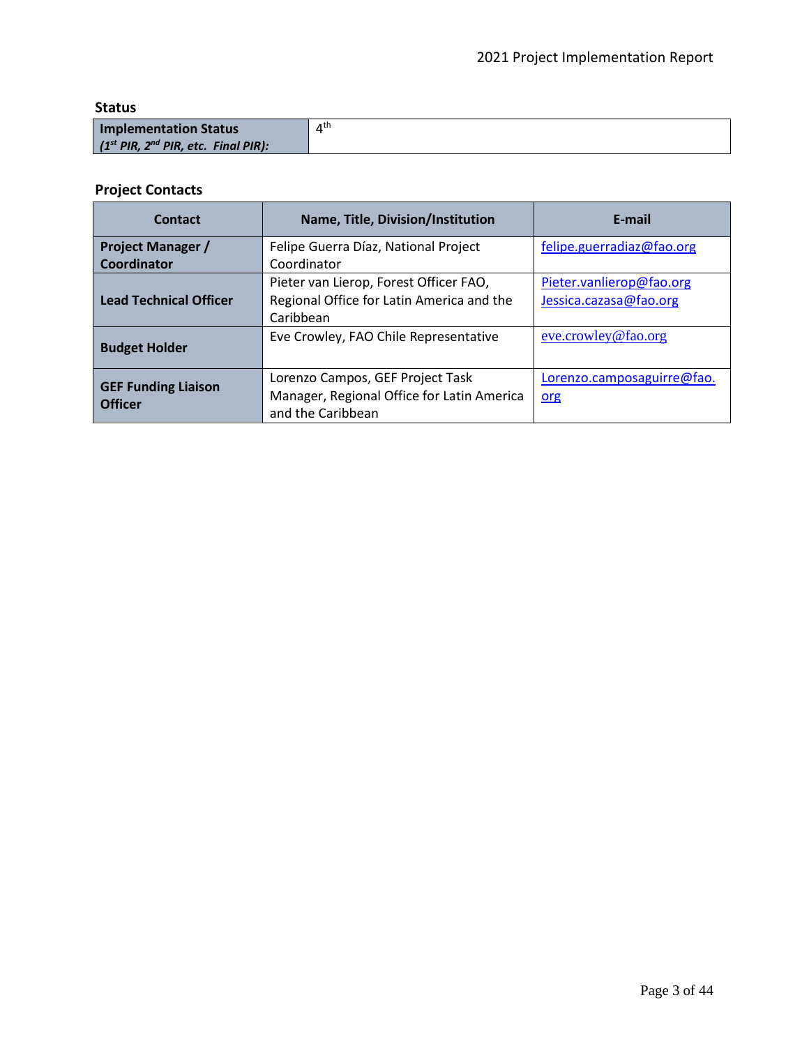### Status

| Implementation Status *(1st PIR, 2nd PIR, etc. Final PIR):* | 4th |
|---|---|

### Project Contacts

| Contact | Name, Title, Division/Institution | E-mail |
|---|---|---|
| **Project Manager / Coordinator** | Felipe Guerra Díaz, National Project Coordinator | felipe.guerradiaz@fao.org |
| **Lead Technical Officer** | Pieter van Lierop, Forest Officer FAO, Regional Office for Latin America and the Caribbean | Pieter.vanlierop@fao.org Jessica.cazasa@fao.org |
| **Budget Holder** | Eve Crowley, FAO Chile Representative | eve.crowley@fao.org |
| **GEF Funding Liaison Officer** | Lorenzo Campos, GEF Project Task Manager, Regional Office for Latin America and the Caribbean | Lorenzo.camposaguirre@fao.org |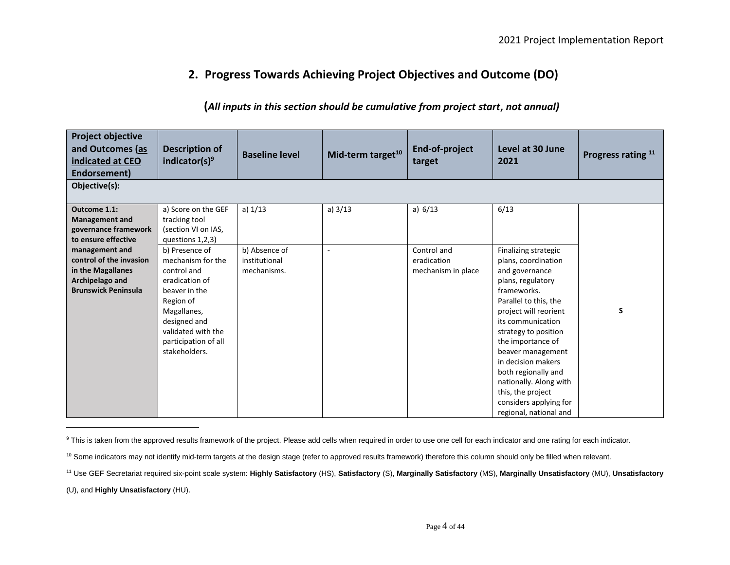## 2. Progress Towards Achieving Project Objectives and Outcome (DO)

**(*All inputs in this section should be cumulative from project start, not annual)***

| Project objective and Outcomes (as indicated at CEO Endorsement) | Description of indicator(s)[9] | Baseline level | Mid-term target[10] | End-of-project target | Level at 30 June 2021 | Progress rating [11] |
|---|---|---|---|---|---|---|
| **Objective(s):** | | | | | | |
| **Outcome 1.1: Management and governance framework to ensure effective management and control of the invasion in the Magallanes Archipelago and Brunswick Peninsula** | a) Score on the GEF tracking tool (section VI on IAS, questions 1,2,3) | a) 1/13 | a) 3/13 | a) 6/13 | 6/13 | **S** |
| | b) Presence of mechanism for the control and eradication of beaver in the Region of Magallanes, designed and validated with the participation of all stakeholders. | b) Absence of institutional mechanisms. | - | Control and eradication mechanism in place | Finalizing strategic plans, coordination and governance plans, regulatory frameworks. Parallel to this, the project will reorient its communication strategy to position the importance of beaver management in decision makers both regionally and nationally. Along with this, the project considers applying for regional, national and | |

[9] This is taken from the approved results framework of the project. Please add cells when required in order to use one cell for each indicator and one rating for each indicator.

[10] Some indicators may not identify mid-term targets at the design stage (refer to approved results framework) therefore this column should only be filled when relevant.

[11] Use GEF Secretariat required six-point scale system: **Highly Satisfactory** (HS), **Satisfactory** (S), **Marginally Satisfactory** (MS), **Marginally Unsatisfactory** (MU), **Unsatisfactory** (U), and **Highly Unsatisfactory** (HU).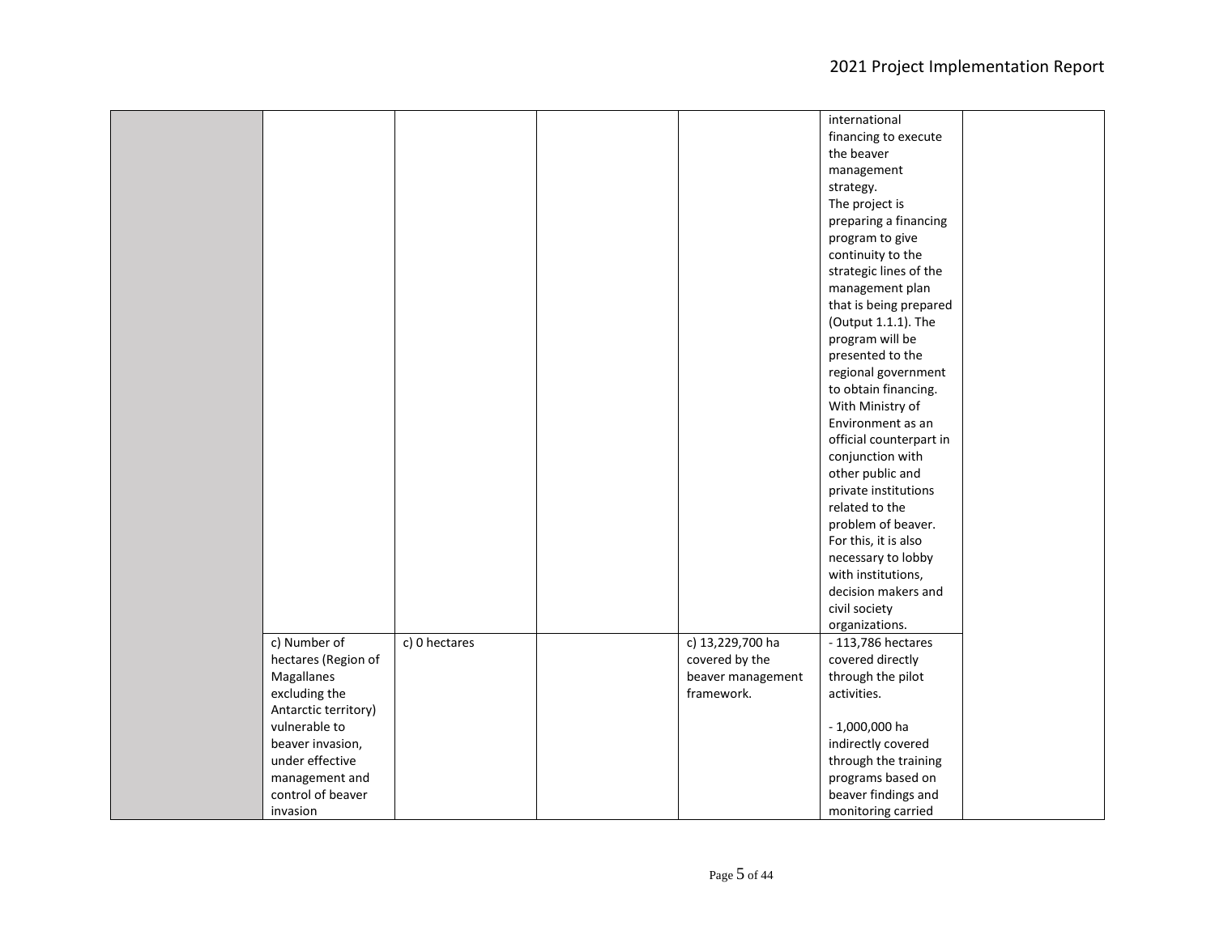| | | | | | | |
|---|---|---|---|---|---|---|
| | | | | | international financing to execute the beaver management strategy. The project is preparing a financing program to give continuity to the strategic lines of the management plan that is being prepared (Output 1.1.1). The program will be presented to the regional government to obtain financing. With Ministry of Environment as an official counterpart in conjunction with other public and private institutions related to the problem of beaver. For this, it is also necessary to lobby with institutions, decision makers and civil society organizations. | |
| | c) Number of hectares (Region of Magallanes excluding the Antarctic territory) vulnerable to beaver invasion, under effective management and control of beaver invasion | c) 0 hectares | | c) 13,229,700 ha covered by the beaver management framework. | - 113,786 hectares covered directly through the pilot activities.<br><br>- 1,000,000 ha indirectly covered through the training programs based on beaver findings and monitoring carried | |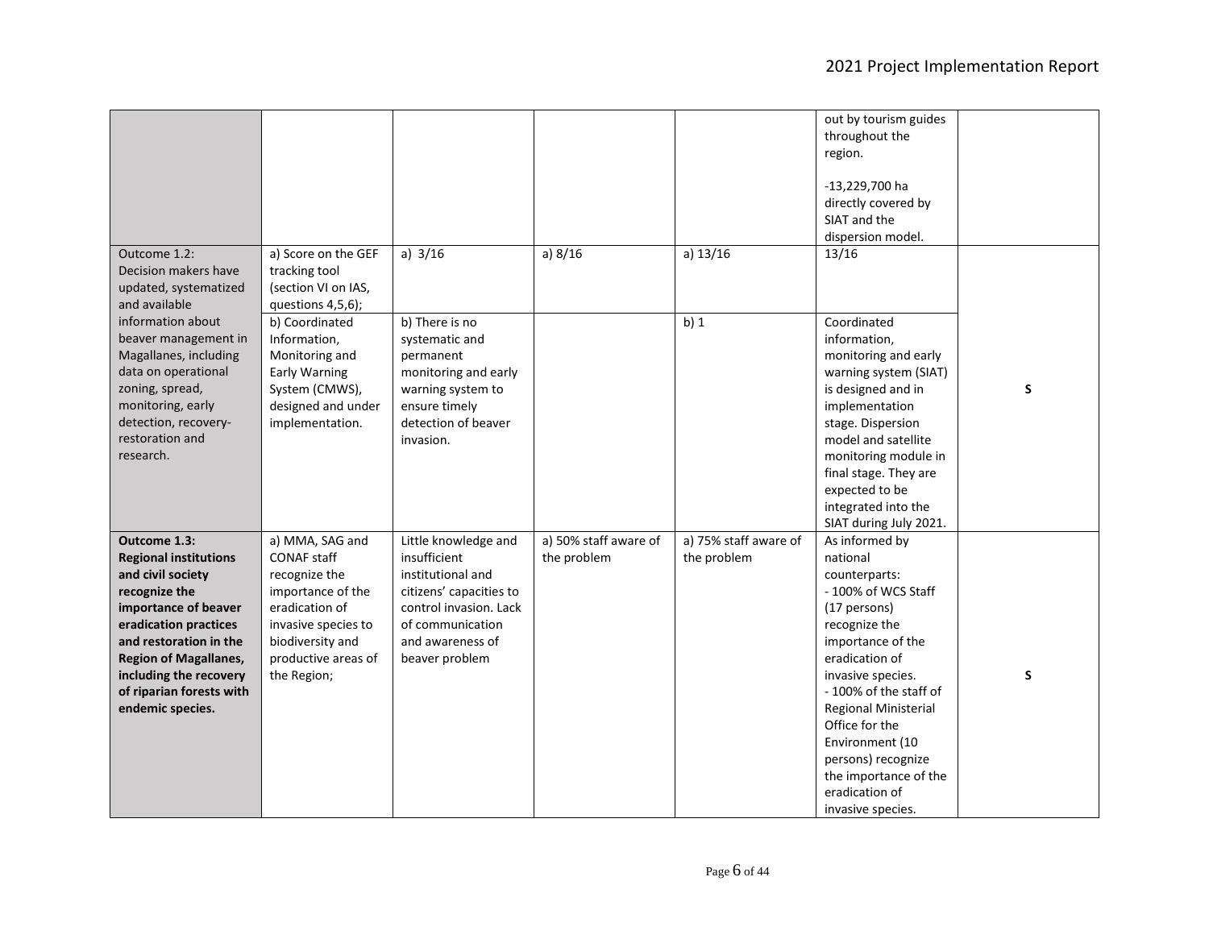| | | | | | | |
|---|---|---|---|---|---|---|
| | | | | | out by tourism guides throughout the region.<br><br>-13,229,700 ha directly covered by SIAT and the dispersion model. | |
| Outcome 1.2: Decision makers have updated, systematized and available information about beaver management in Magallanes, including data on operational zoning, spread, monitoring, early detection, recovery-restoration and research. | a) Score on the GEF tracking tool (section VI on IAS, questions 4,5,6); | a) 3/16 | a) 8/16 | a) 13/16 | 13/16 | S |
| | b) Coordinated Information, Monitoring and Early Warning System (CMWS), designed and under implementation. | b) There is no systematic and permanent monitoring and early warning system to ensure timely detection of beaver invasion. | | b) 1 | Coordinated information, monitoring and early warning system (SIAT) is designed and in implementation stage. Dispersion model and satellite monitoring module in final stage. They are expected to be integrated into the SIAT during July 2021. | |
| **Outcome 1.3: Regional institutions and civil society recognize the importance of beaver eradication practices and restoration in the Region of Magallanes, including the recovery of riparian forests with endemic species.** | a) MMA, SAG and CONAF staff recognize the importance of the eradication of invasive species to biodiversity and productive areas of the Region; | Little knowledge and insufficient institutional and citizens' capacities to control invasion. Lack of communication and awareness of beaver problem | a) 50% staff aware of the problem | a) 75% staff aware of the problem | As informed by national counterparts:<br>- 100% of WCS Staff (17 persons) recognize the importance of the eradication of invasive species.<br>- 100% of the staff of Regional Ministerial Office for the Environment (10 persons) recognize the importance of the eradication of invasive species. | S |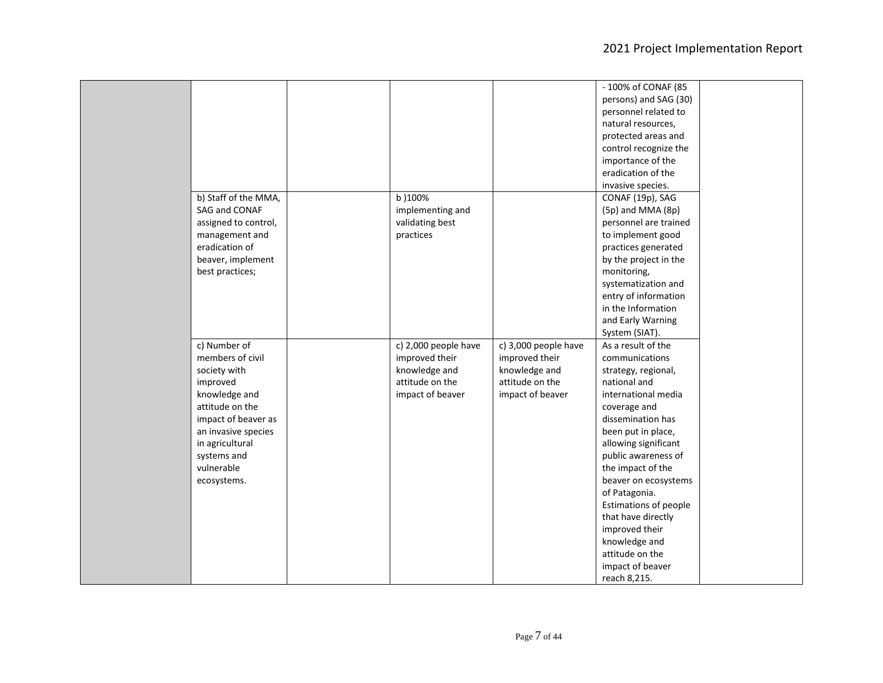| | | | | | | |
|---|---|---|---|---|---|---|
| | | | | | - 100% of CONAF (85 persons) and SAG (30) personnel related to natural resources, protected areas and control recognize the importance of the eradication of the invasive species. | |
| | b) Staff of the MMA, SAG and CONAF assigned to control, management and eradication of beaver, implement best practices; | | b )100% implementing and validating best practices | | CONAF (19p), SAG (5p) and MMA (8p) personnel are trained to implement good practices generated by the project in the monitoring, systematization and entry of information in the Information and Early Warning System (SIAT). | |
| | c) Number of members of civil society with improved knowledge and attitude on the impact of beaver as an invasive species in agricultural systems and vulnerable ecosystems. | | c) 2,000 people have improved their knowledge and attitude on the impact of beaver | c) 3,000 people have improved their knowledge and attitude on the impact of beaver | As a result of the communications strategy, regional, national and international media coverage and dissemination has been put in place, allowing significant public awareness of the impact of the beaver on ecosystems of Patagonia. Estimations of people that have directly improved their knowledge and attitude on the impact of beaver reach 8,215. | |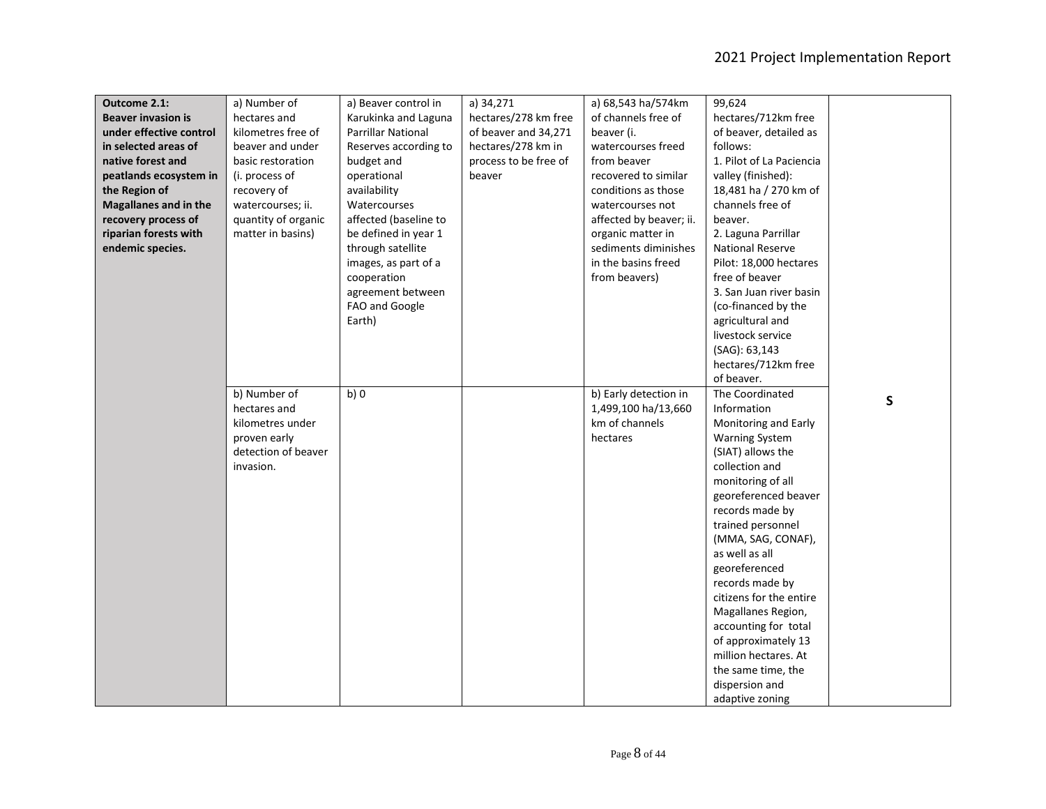| **Outcome 2.1: Beaver invasion is under effective control in selected areas of native forest and peatlands ecosystem in the Region of Magallanes and in the recovery process of riparian forests with endemic species.** | a) Number of hectares and kilometres free of beaver and under basic restoration (i. process of recovery of watercourses; ii. quantity of organic matter in basins) | a) Beaver control in Karukinka and Laguna Parrillar National Reserves according to budget and operational availability Watercourses affected (baseline to be defined in year 1 through satellite images, as part of a cooperation agreement between FAO and Google Earth) | a) 34,271 hectares/278 km free of beaver and 34,271 hectares/278 km in process to be free of beaver | a) 68,543 ha/574km of channels free of beaver (i. watercourses freed from beaver recovered to similar conditions as those watercourses not affected by beaver; ii. organic matter in sediments diminishes in the basins freed from beavers) | 99,624 hectares/712km free of beaver, detailed as follows:<br>1. Pilot of La Paciencia valley (finished): 18,481 ha / 270 km of channels free of beaver.<br>2. Laguna Parrillar National Reserve Pilot: 18,000 hectares free of beaver<br>3. San Juan river basin (co-financed by the agricultural and livestock service (SAG): 63,143 hectares/712km free of beaver. | S |
|---|---|---|---|---|---|---|
| | b) Number of hectares and kilometres under proven early detection of beaver invasion. | b) 0 | | b) Early detection in 1,499,100 ha/13,660 km of channels hectares | The Coordinated Information Monitoring and Early Warning System (SIAT) allows the collection and monitoring of all georeferenced beaver records made by trained personnel (MMA, SAG, CONAF), as well as all georeferenced records made by citizens for the entire Magallanes Region, accounting for total of approximately 13 million hectares. At the same time, the dispersion and adaptive zoning | |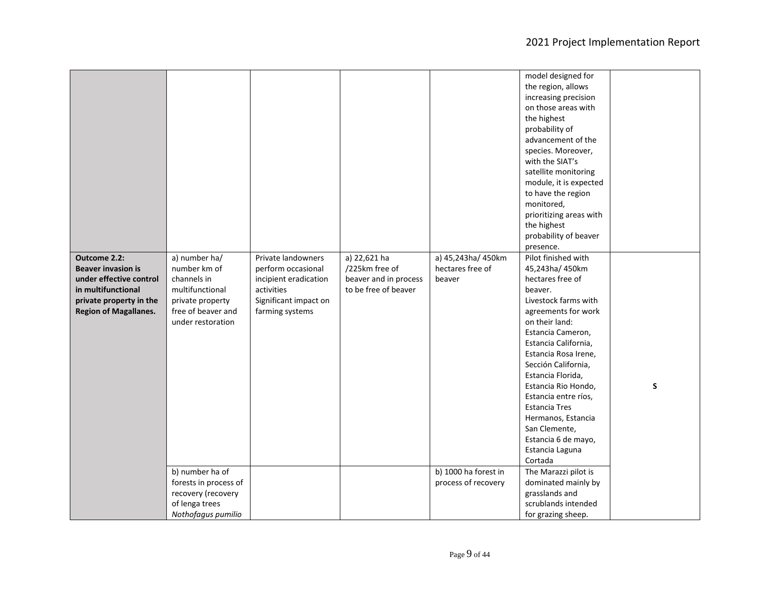| | | | | | | |
|---|---|---|---|---|---|---|
| | | | | | model designed for the region, allows increasing precision on those areas with the highest probability of advancement of the species. Moreover, with the SIAT's satellite monitoring module, it is expected to have the region monitored, prioritizing areas with the highest probability of beaver presence. | |
| **Outcome 2.2: Beaver invasion is under effective control in multifunctional private property in the Region of Magallanes.** | a) number ha/ number km of channels in multifunctional private property free of beaver and under restoration | Private landowners perform occasional incipient eradication activities Significant impact on farming systems | a) 22,621 ha /225km free of beaver and in process to be free of beaver | a) 45,243ha/ 450km hectares free of beaver | Pilot finished with 45,243ha/ 450km hectares free of beaver. Livestock farms with agreements for work on their land: Estancia Cameron, Estancia California, Estancia Rosa Irene, Sección California, Estancia Florida, Estancia Rio Hondo, Estancia entre ríos, Estancia Tres Hermanos, Estancia San Clemente, Estancia 6 de mayo, Estancia Laguna Cortada | **S** |
| | b) number ha of forests in process of recovery (recovery of lenga trees *Nothofagus pumilio* | | | b) 1000 ha forest in process of recovery | The Marazzi pilot is dominated mainly by grasslands and scrublands intended for grazing sheep. | |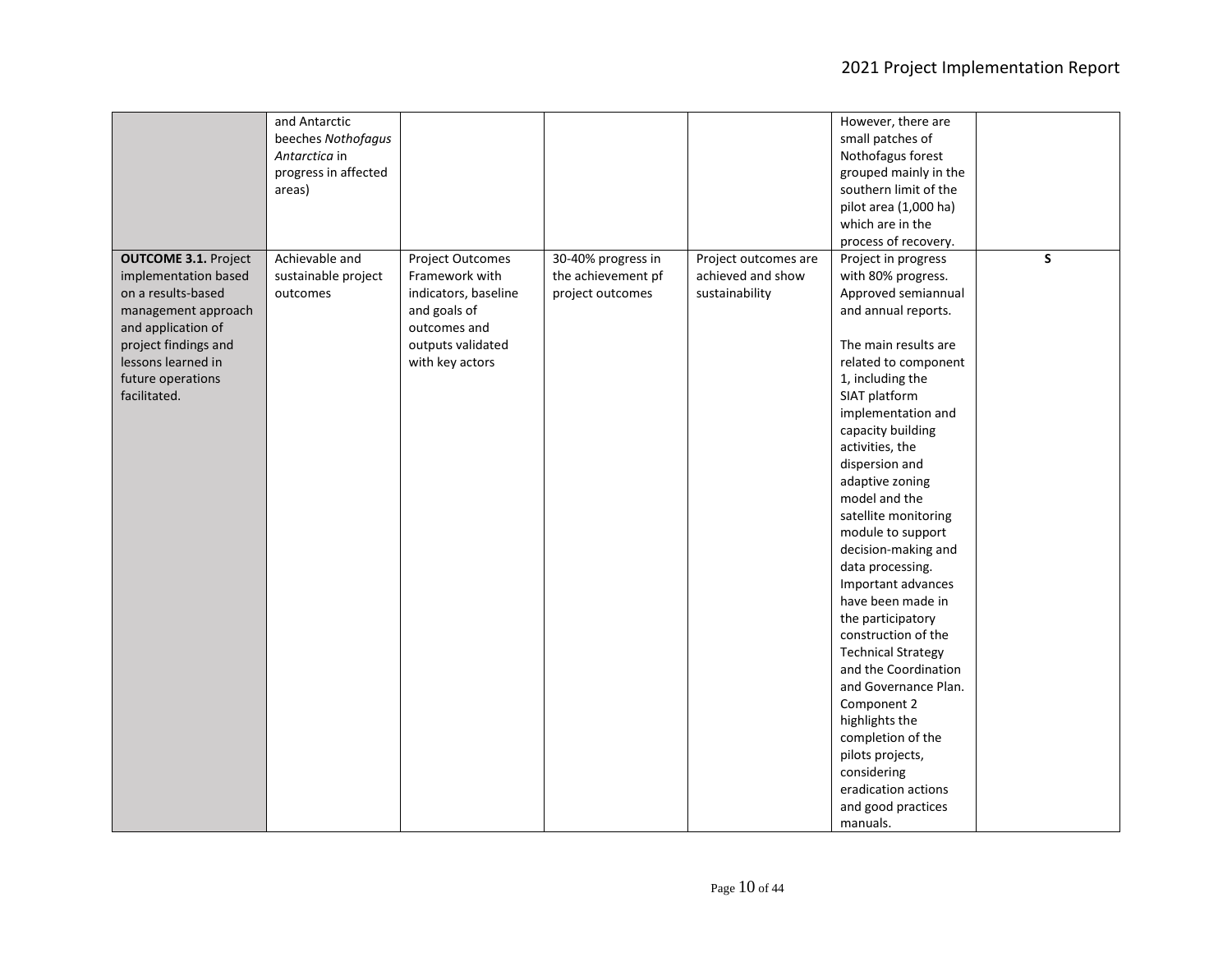| | | | | | | |
|---|---|---|---|---|---|---|
| | and Antarctic beeches *Nothofagus Antarctica* in progress in affected areas) | | | | However, there are small patches of Nothofagus forest grouped mainly in the southern limit of the pilot area (1,000 ha) which are in the process of recovery. | |
| **OUTCOME 3.1.** Project implementation based on a results-based management approach and application of project findings and lessons learned in future operations facilitated. | Achievable and sustainable project outcomes | Project Outcomes Framework with indicators, baseline and goals of outcomes and outputs validated with key actors | 30-40% progress in the achievement pf project outcomes | Project outcomes are achieved and show sustainability | Project in progress with 80% progress. Approved semiannual and annual reports.<br><br>The main results are related to component 1, including the SIAT platform implementation and capacity building activities, the dispersion and adaptive zoning model and the satellite monitoring module to support decision-making and data processing. Important advances have been made in the participatory construction of the Technical Strategy and the Coordination and Governance Plan. Component 2 highlights the completion of the pilots projects, considering eradication actions and good practices manuals. | S |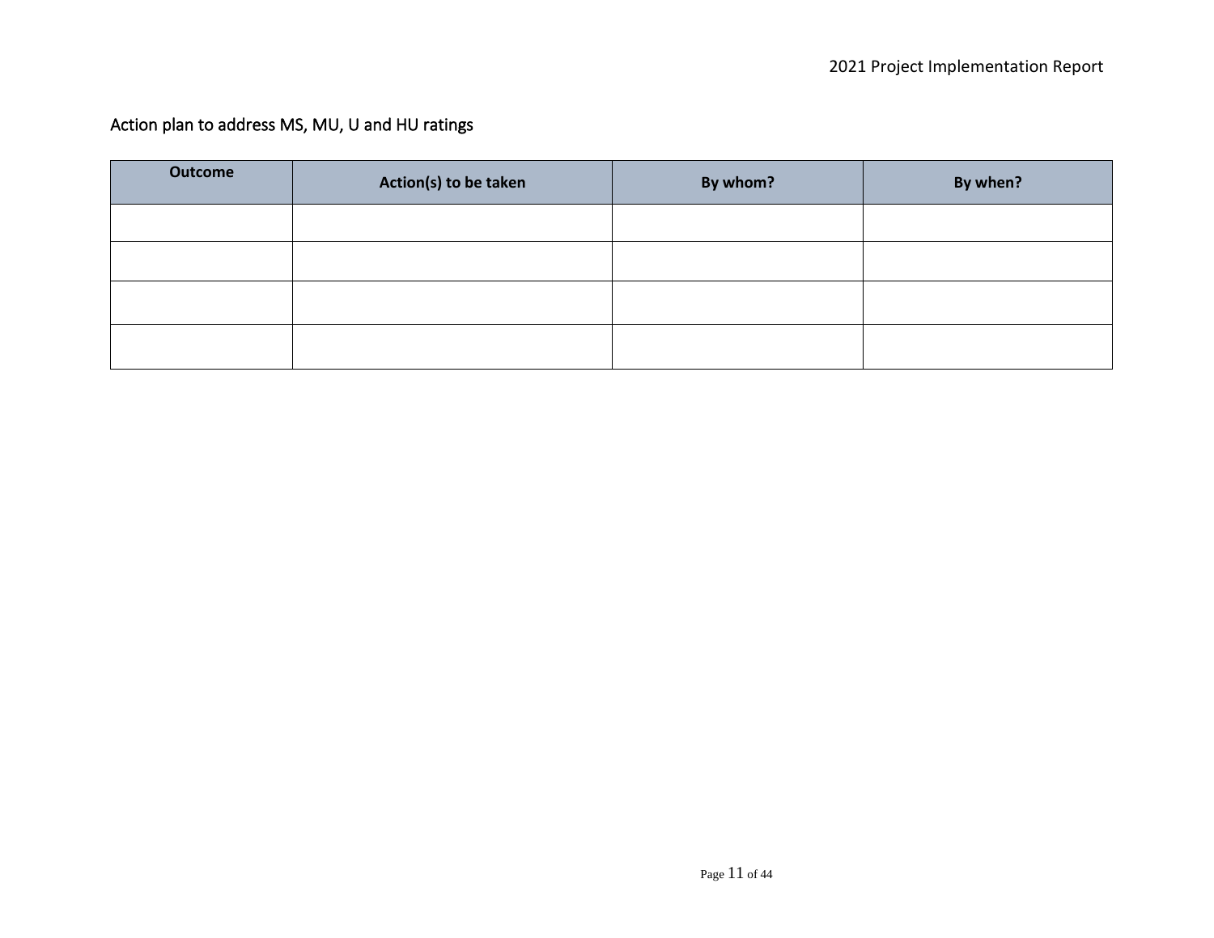## Action plan to address MS, MU, U and HU ratings

| Outcome | Action(s) to be taken | By whom? | By when? |
| --- | --- | --- | --- |
| | | | |
| | | | |
| | | | |
| | | | |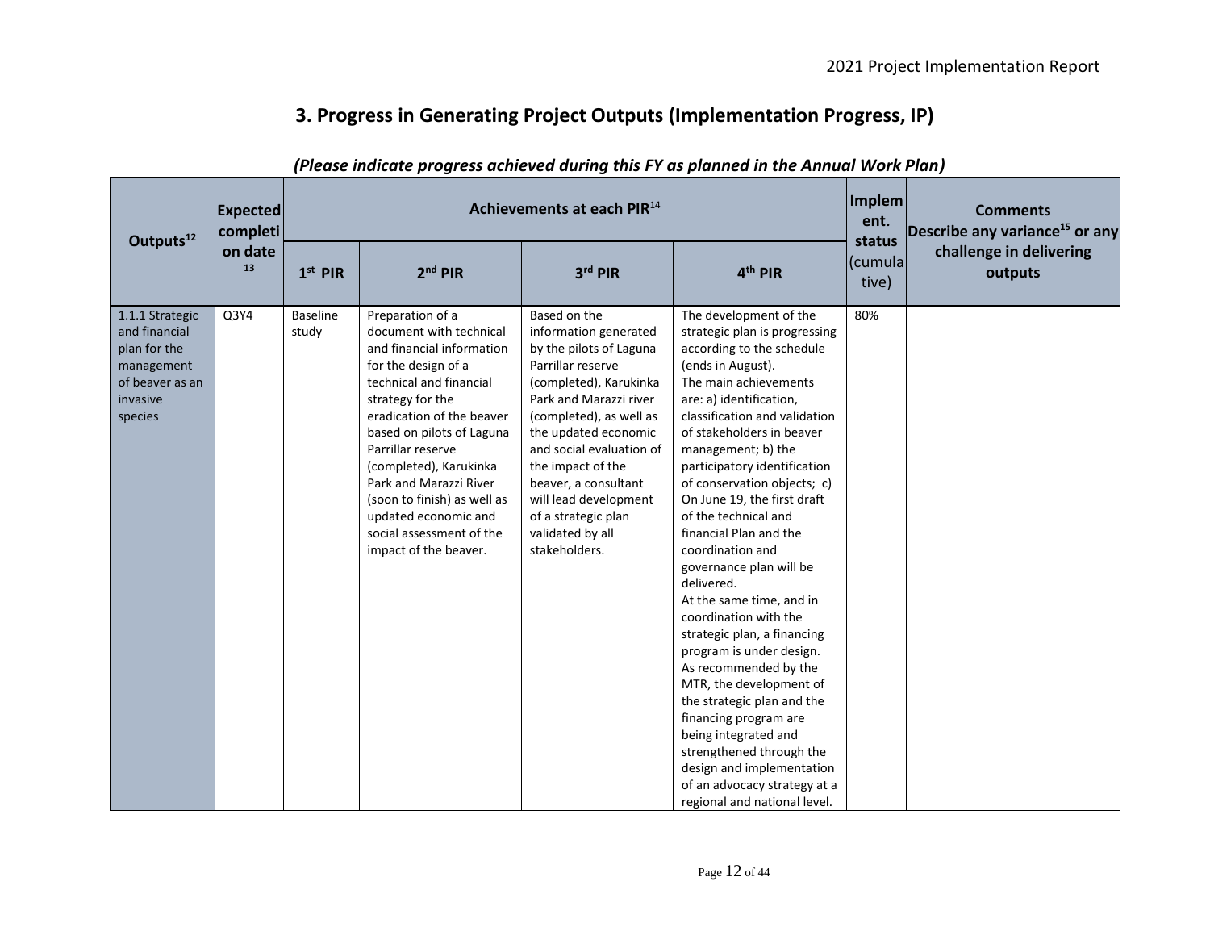# 3. Progress in Generating Project Outputs (Implementation Progress, IP)

*(Please indicate progress achieved during this FY as planned in the Annual Work Plan)*

| Outputs[12] | Expected completion date [13] | Achievements at each PIR[14] | | | | Implement. status (cumulative) | Comments Describe any variance[15] or any challenge in delivering outputs |
|---|---|---|---|---|---|---|---|
| | | 1st PIR | 2nd PIR | 3rd PIR | 4th PIR | | |
| 1.1.1 Strategic and financial plan for the management of beaver as an invasive species | Q3Y4 | Baseline study | Preparation of a document with technical and financial information for the design of a technical and financial strategy for the eradication of the beaver based on pilots of Laguna Parrillar reserve (completed), Karukinka Park and Marazzi River (soon to finish) as well as updated economic and social assessment of the impact of the beaver. | Based on the information generated by the pilots of Laguna Parrillar reserve (completed), Karukinka Park and Marazzi river (completed), as well as the updated economic and social evaluation of the impact of the beaver, a consultant will lead development of a strategic plan validated by all stakeholders. | The development of the strategic plan is progressing according to the schedule (ends in August). The main achievements are: a) identification, classification and validation of stakeholders in beaver management; b) the participatory identification of conservation objects; c) On June 19, the first draft of the technical and financial Plan and the coordination and governance plan will be delivered. At the same time, and in coordination with the strategic plan, a financing program is under design. As recommended by the MTR, the development of the strategic plan and the financing program are being integrated and strengthened through the design and implementation of an advocacy strategy at a regional and national level. | 80% | |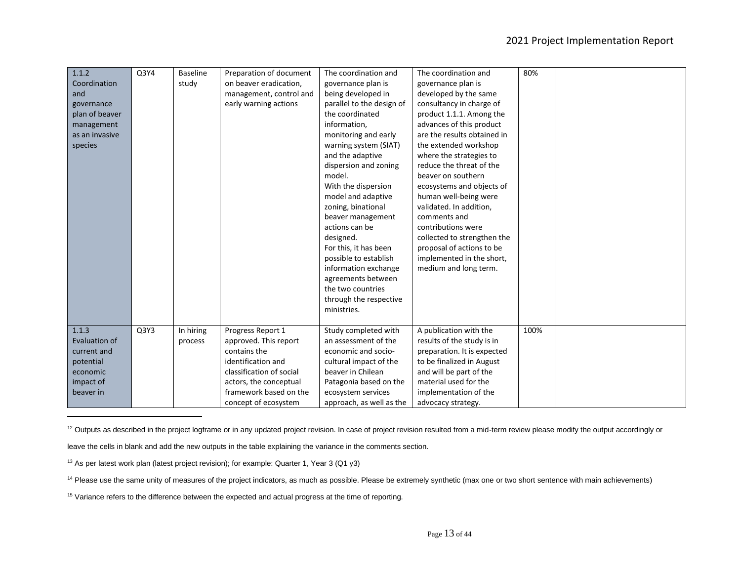| 1.1.2 Coordination and governance plan of beaver management as an invasive species | Q3Y4 | Baseline study | Preparation of document on beaver eradication, management, control and early warning actions | The coordination and governance plan is being developed in parallel to the design of the coordinated information, monitoring and early warning system (SIAT) and the adaptive dispersion and zoning model. With the dispersion model and adaptive zoning, binational beaver management actions can be designed. For this, it has been possible to establish information exchange agreements between the two countries through the respective ministries. | The coordination and governance plan is developed by the same consultancy in charge of product 1.1.1. Among the advances of this product are the results obtained in the extended workshop where the strategies to reduce the threat of the beaver on southern ecosystems and objects of human well-being were validated. In addition, comments and contributions were collected to strengthen the proposal of actions to be implemented in the short, medium and long term. | 80% | |
|---|---|---|---|---|---|---|---|
| 1.1.3 Evaluation of current and potential economic impact of beaver in | Q3Y3 | In hiring process | Progress Report 1 approved. This report contains the identification and classification of social actors, the conceptual framework based on the concept of ecosystem | Study completed with an assessment of the economic and socio-cultural impact of the beaver in Chilean Patagonia based on the ecosystem services approach, as well as the | A publication with the results of the study is in preparation. It is expected to be finalized in August and will be part of the material used for the implementation of the advocacy strategy. | 100% | |

[12] Outputs as described in the project logframe or in any updated project revision. In case of project revision resulted from a mid-term review please modify the output accordingly or leave the cells in blank and add the new outputs in the table explaining the variance in the comments section.

[13] As per latest work plan (latest project revision); for example: Quarter 1, Year 3 (Q1 y3)

[14] Please use the same unity of measures of the project indicators, as much as possible. Please be extremely synthetic (max one or two short sentence with main achievements)

[15] Variance refers to the difference between the expected and actual progress at the time of reporting.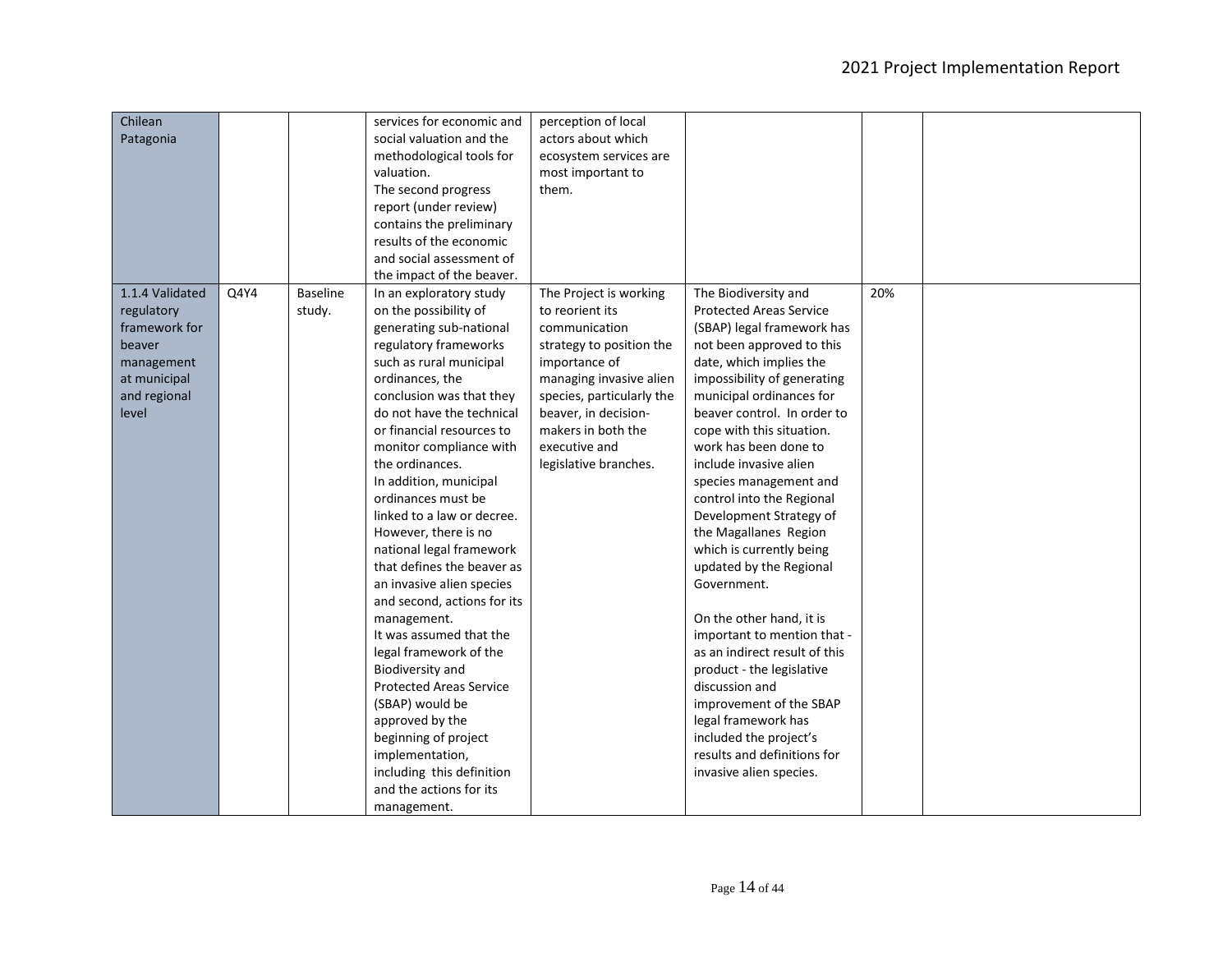| | | | | | | | |
|---|---|---|---|---|---|---|---|
| Chilean Patagonia | | | services for economic and social valuation and the methodological tools for valuation.<br>The second progress report (under review) contains the preliminary results of the economic and social assessment of the impact of the beaver. | perception of local actors about which ecosystem services are most important to them. | | | |
| 1.1.4 Validated regulatory framework for beaver management at municipal and regional level | Q4Y4 | Baseline study. | In an exploratory study on the possibility of generating sub-national regulatory frameworks such as rural municipal ordinances, the conclusion was that they do not have the technical or financial resources to monitor compliance with the ordinances.<br>In addition, municipal ordinances must be linked to a law or decree. However, there is no national legal framework that defines the beaver as an invasive alien species and second, actions for its management.<br>It was assumed that the legal framework of the Biodiversity and Protected Areas Service (SBAP) would be approved by the beginning of project implementation, including this definition and the actions for its management. | The Project is working to reorient its communication strategy to position the importance of managing invasive alien species, particularly the beaver, in decision-makers in both the executive and legislative branches. | The Biodiversity and Protected Areas Service (SBAP) legal framework has not been approved to this date, which implies the impossibility of generating municipal ordinances for beaver control. In order to cope with this situation. work has been done to include invasive alien species management and control into the Regional Development Strategy of the Magallanes Region which is currently being updated by the Regional Government.<br><br>On the other hand, it is important to mention that - as an indirect result of this product - the legislative discussion and improvement of the SBAP legal framework has included the project's results and definitions for invasive alien species. | 20% | |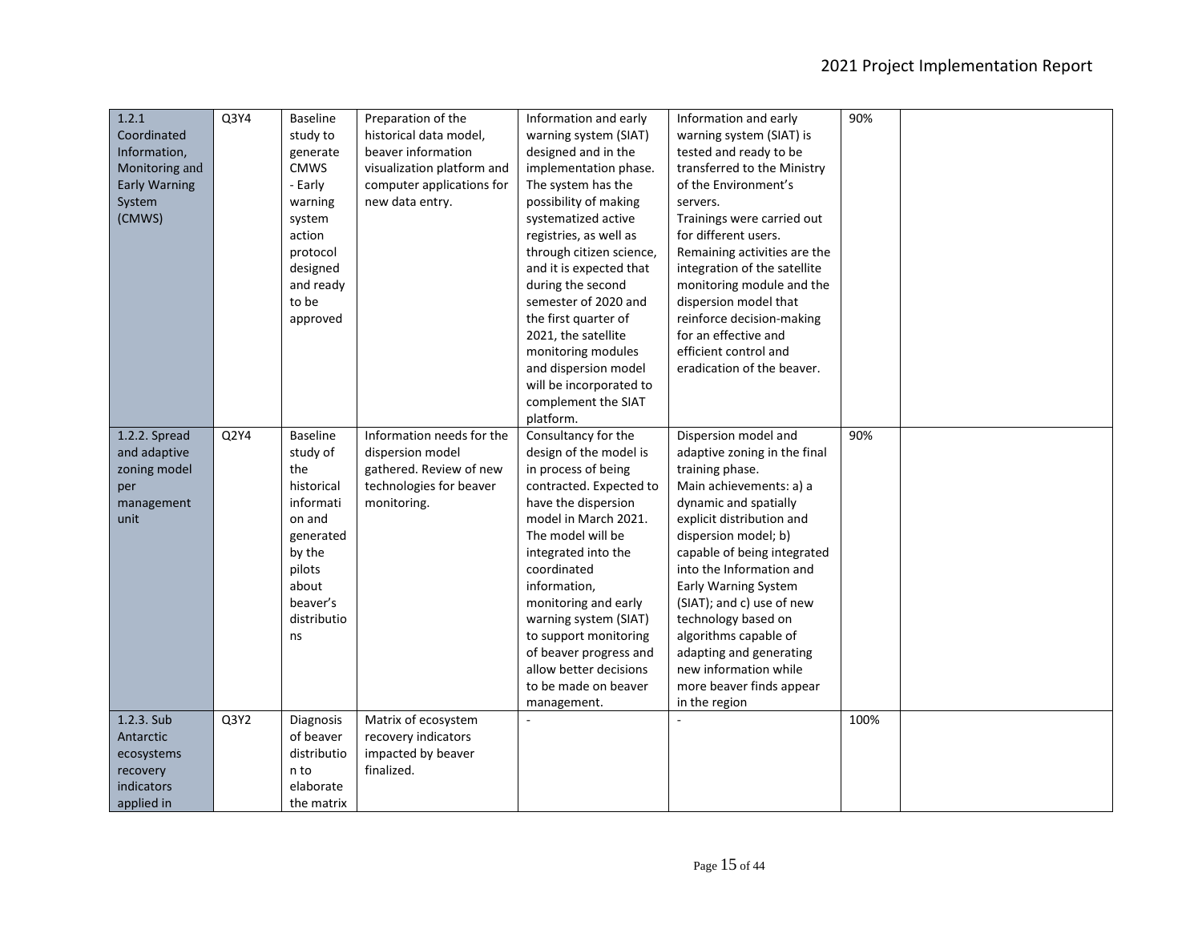| 1.2.1 Coordinated Information, Monitoring and Early Warning System (CMWS) | Q3Y4 | Baseline study to generate CMWS - Early warning system action protocol designed and ready to be approved | Preparation of the historical data model, beaver information visualization platform and computer applications for new data entry. | Information and early warning system (SIAT) designed and in the implementation phase. The system has the possibility of making systematized active registries, as well as through citizen science, and it is expected that during the second semester of 2020 and the first quarter of 2021, the satellite monitoring modules and dispersion model will be incorporated to complement the SIAT platform. | Information and early warning system (SIAT) is tested and ready to be transferred to the Ministry of the Environment's servers. Trainings were carried out for different users. Remaining activities are the integration of the satellite monitoring module and the dispersion model that reinforce decision-making for an effective and efficient control and eradication of the beaver. | 90% | |
|---|---|---|---|---|---|---|---|
| 1.2.2. Spread and adaptive zoning model per management unit | Q2Y4 | Baseline study of the historical information and generated by the pilots about beaver's distributions | Information needs for the dispersion model gathered. Review of new technologies for beaver monitoring. | Consultancy for the design of the model is in process of being contracted. Expected to have the dispersion model in March 2021. The model will be integrated into the coordinated information, monitoring and early warning system (SIAT) to support monitoring of beaver progress and allow better decisions to be made on beaver management. | Dispersion model and adaptive zoning in the final training phase. Main achievements: a) a dynamic and spatially explicit distribution and dispersion model; b) capable of being integrated into the Information and Early Warning System (SIAT); and c) use of new technology based on algorithms capable of adapting and generating new information while more beaver finds appear in the region | 90% | |
| 1.2.3. Sub Antarctic ecosystems recovery indicators applied in | Q3Y2 | Diagnosis of beaver distribution to elaborate the matrix | Matrix of ecosystem recovery indicators impacted by beaver finalized. | - | - | 100% | |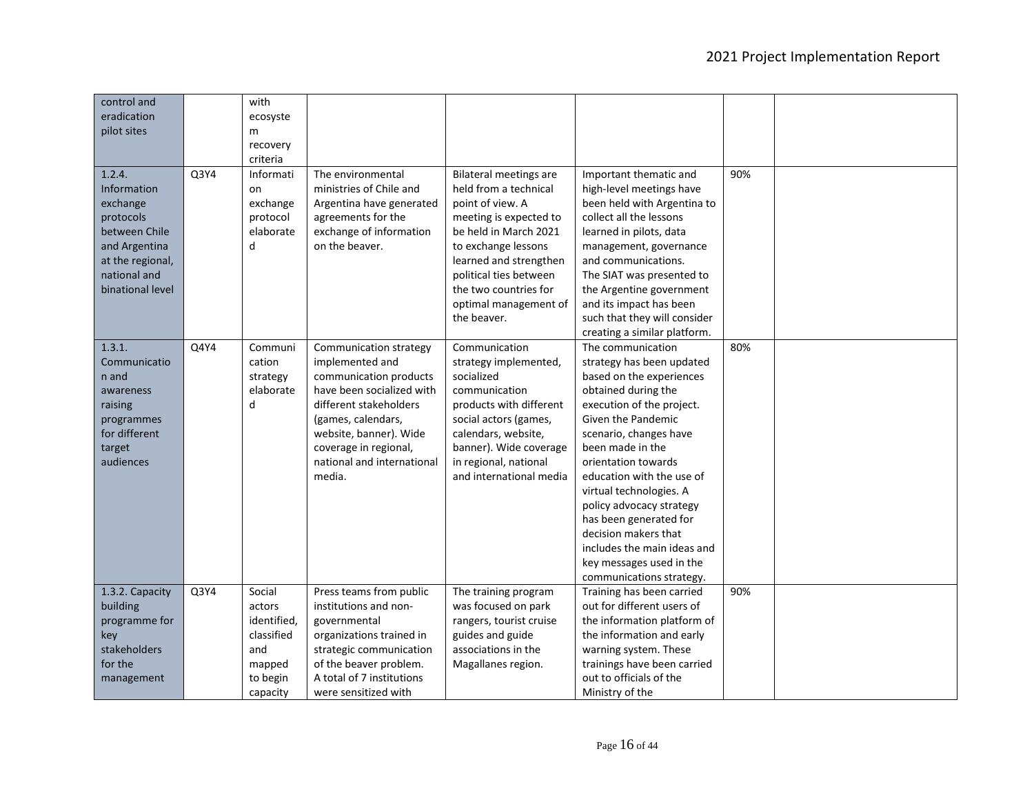| | | | | | | | |
|---|---|---|---|---|---|---|---|
| control and eradication pilot sites | | with ecosystem recovery criteria | | | | | |
| 1.2.4. Information exchange protocols between Chile and Argentina at the regional, national and binational level | Q3Y4 | Information exchange protocol elaborated | The environmental ministries of Chile and Argentina have generated agreements for the exchange of information on the beaver. | Bilateral meetings are held from a technical point of view. A meeting is expected to be held in March 2021 to exchange lessons learned and strengthen political ties between the two countries for optimal management of the beaver. | Important thematic and high-level meetings have been held with Argentina to collect all the lessons learned in pilots, data management, governance and communications. The SIAT was presented to the Argentine government and its impact has been such that they will consider creating a similar platform. | 90% | |
| 1.3.1. Communication and awareness raising programmes for different target audiences | Q4Y4 | Communication strategy elaborated | Communication strategy implemented and communication products have been socialized with different stakeholders (games, calendars, website, banner). Wide coverage in regional, national and international media. | Communication strategy implemented, socialized communication products with different social actors (games, calendars, website, banner). Wide coverage in regional, national and international media | The communication strategy has been updated based on the experiences obtained during the execution of the project. Given the Pandemic scenario, changes have been made in the orientation towards education with the use of virtual technologies. A policy advocacy strategy has been generated for decision makers that includes the main ideas and key messages used in the communications strategy. | 80% | |
| 1.3.2. Capacity building programme for key stakeholders for the management | Q3Y4 | Social actors identified, classified and mapped to begin capacity | Press teams from public institutions and non-governmental organizations trained in strategic communication of the beaver problem. A total of 7 institutions were sensitized with | The training program was focused on park rangers, tourist cruise guides and guide associations in the Magallanes region. | Training has been carried out for different users of the information platform of the information and early warning system. These trainings have been carried out to officials of the Ministry of the | 90% | |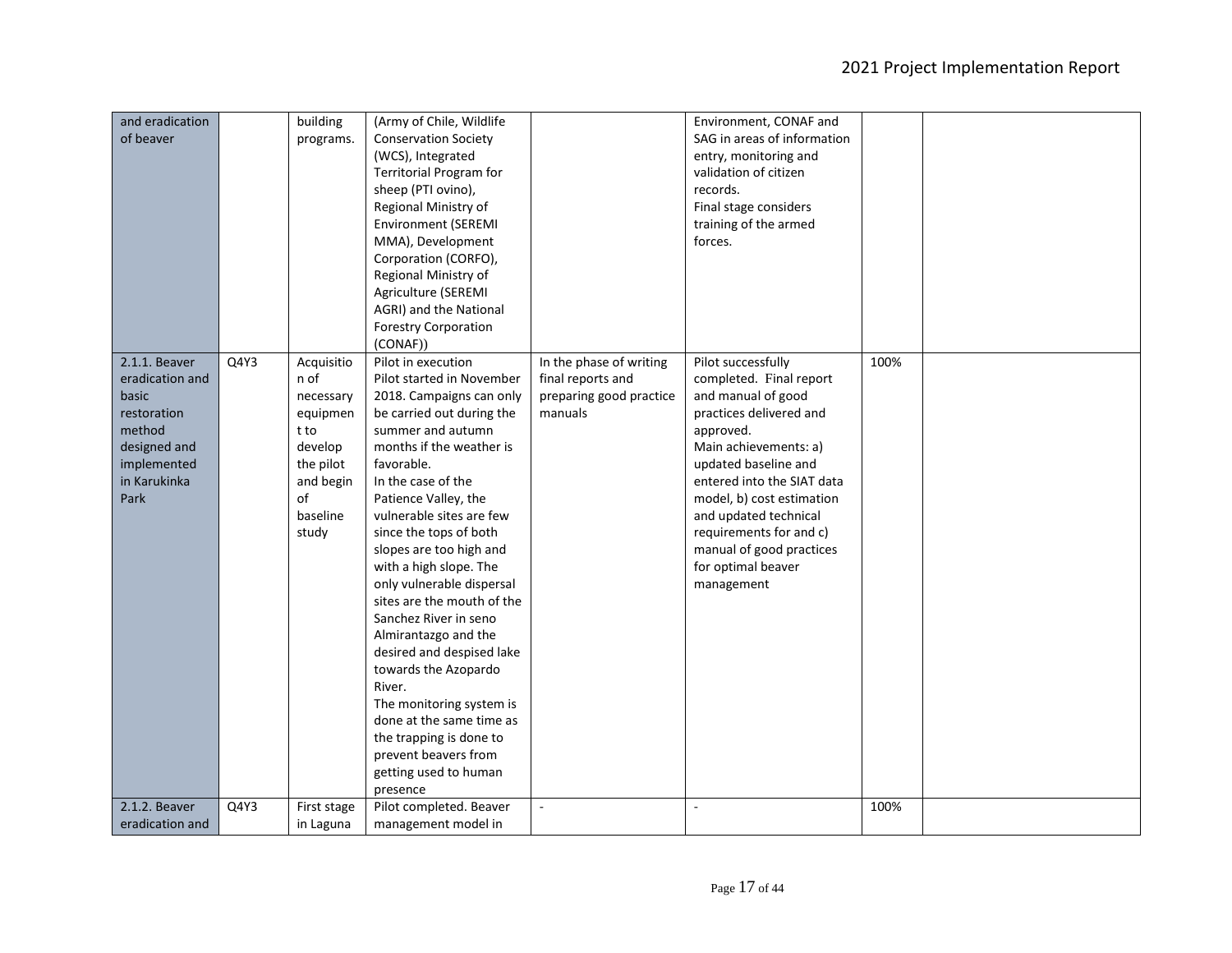| | | | | | | | |
|---|---|---|---|---|---|---|---|
| and eradication of beaver | | building programs. | (Army of Chile, Wildlife Conservation Society (WCS), Integrated Territorial Program for sheep (PTI ovino), Regional Ministry of Environment (SEREMI MMA), Development Corporation (CORFO), Regional Ministry of Agriculture (SEREMI AGRI) and the National Forestry Corporation (CONAF)) | | Environment, CONAF and SAG in areas of information entry, monitoring and validation of citizen records.<br>Final stage considers training of the armed forces. | | |
| 2.1.1. Beaver eradication and basic restoration method designed and implemented in Karukinka Park | Q4Y3 | Acquisition of necessary equipment to develop the pilot and begin of baseline study | Pilot in execution<br>Pilot started in November 2018. Campaigns can only be carried out during the summer and autumn months if the weather is favorable.<br>In the case of the Patience Valley, the vulnerable sites are few since the tops of both slopes are too high and with a high slope. The only vulnerable dispersal sites are the mouth of the Sanchez River in seno Almirantazgo and the desired and despised lake towards the Azopardo River.<br>The monitoring system is done at the same time as the trapping is done to prevent beavers from getting used to human presence | In the phase of writing final reports and preparing good practice manuals | Pilot successfully completed. Final report and manual of good practices delivered and approved.<br>Main achievements: a) updated baseline and entered into the SIAT data model, b) cost estimation and updated technical requirements for and c) manual of good practices for optimal beaver management | 100% | |
| 2.1.2. Beaver eradication and | Q4Y3 | First stage in Laguna | Pilot completed. Beaver management model in | - | - | 100% | |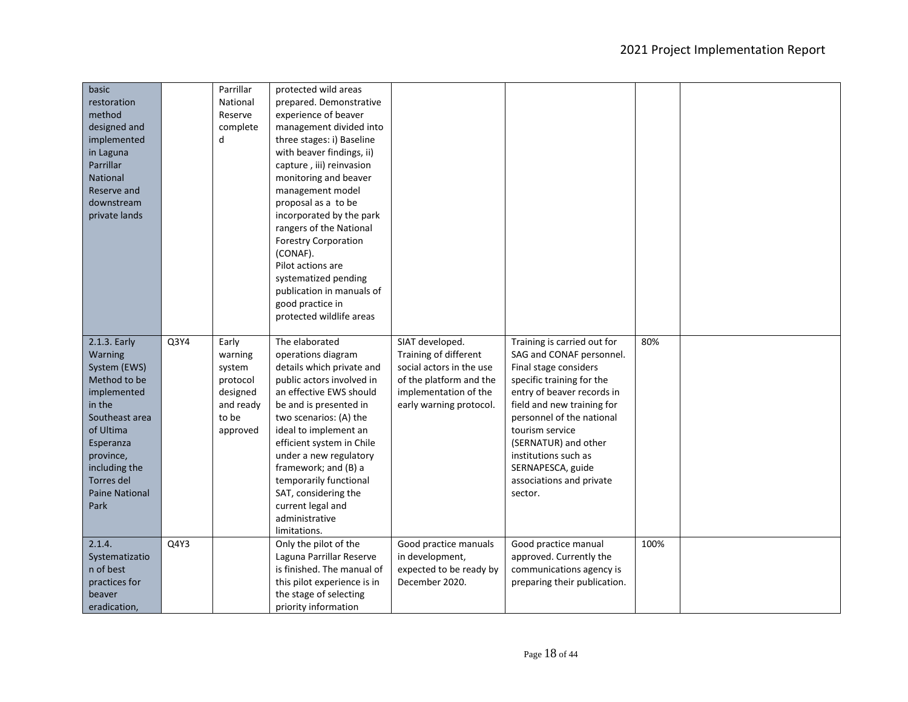| basic restoration method designed and implemented in Laguna Parrillar National Reserve and downstream private lands | | Parrillar National Reserve completed | protected wild areas prepared. Demonstrative experience of beaver management divided into three stages: i) Baseline with beaver findings, ii) capture , iii) reinvasion monitoring and beaver management model proposal as a to be incorporated by the park rangers of the National Forestry Corporation (CONAF).<br>Pilot actions are systematized pending publication in manuals of good practice in protected wildlife areas | | | | |
|---|---|---|---|---|---|---|---|
| 2.1.3. Early Warning System (EWS) Method to be implemented in the Southeast area of Ultima Esperanza province, including the Torres del Paine National Park | Q3Y4 | Early warning system protocol designed and ready to be approved | The elaborated operations diagram details which private and public actors involved in an effective EWS should be and is presented in two scenarios: (A) the ideal to implement an efficient system in Chile under a new regulatory framework; and (B) a temporarily functional SAT, considering the current legal and administrative limitations. | SIAT developed. Training of different social actors in the use of the platform and the implementation of the early warning protocol. | Training is carried out for SAG and CONAF personnel. Final stage considers specific training for the entry of beaver records in field and new training for personnel of the national tourism service (SERNATUR) and other institutions such as SERNAPESCA, guide associations and private sector. | 80% | |
| 2.1.4. Systematization of best practices for beaver eradication, | Q4Y3 | | Only the pilot of the Laguna Parrillar Reserve is finished. The manual of this pilot experience is in the stage of selecting priority information | Good practice manuals in development, expected to be ready by December 2020. | Good practice manual approved. Currently the communications agency is preparing their publication. | 100% | |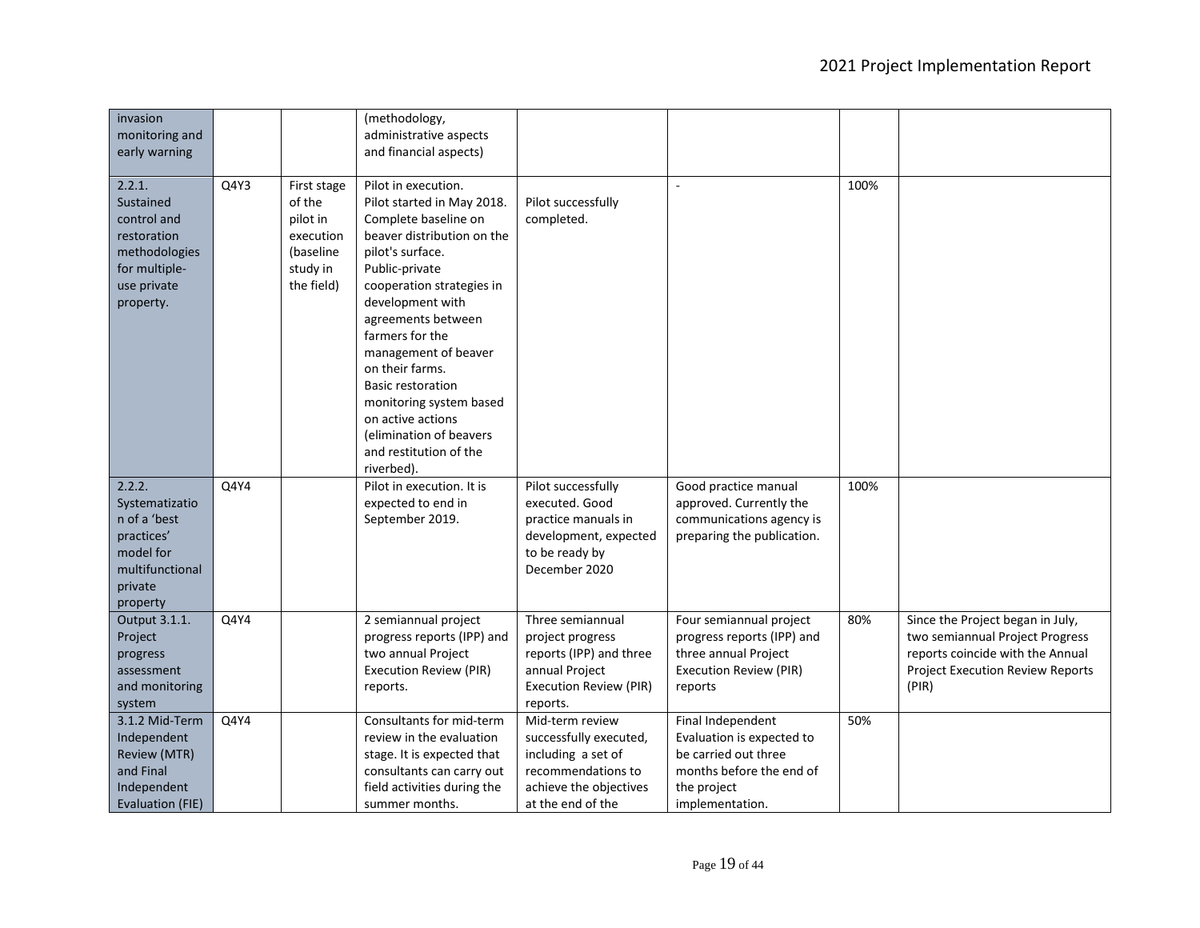| invasion monitoring and early warning | | | (methodology, administrative aspects and financial aspects) | | | | |
|---|---|---|---|---|---|---|---|
| 2.2.1. Sustained control and restoration methodologies for multiple-use private property. | Q4Y3 | First stage of the pilot in execution (baseline study in the field) | Pilot in execution. Pilot started in May 2018. Complete baseline on beaver distribution on the pilot's surface. Public-private cooperation strategies in development with agreements between farmers for the management of beaver on their farms. Basic restoration monitoring system based on active actions (elimination of beavers and restitution of the riverbed). | Pilot successfully completed. | - | 100% | |
| 2.2.2. Systematization of a 'best practices' model for multifunctional private property | Q4Y4 | | Pilot in execution. It is expected to end in September 2019. | Pilot successfully executed. Good practice manuals in development, expected to be ready by December 2020 | Good practice manual approved. Currently the communications agency is preparing the publication. | 100% | |
| Output 3.1.1. Project progress assessment and monitoring system | Q4Y4 | | 2 semiannual project progress reports (IPP) and two annual Project Execution Review (PIR) reports. | Three semiannual project progress reports (IPP) and three annual Project Execution Review (PIR) reports. | Four semiannual project progress reports (IPP) and three annual Project Execution Review (PIR) reports | 80% | Since the Project began in July, two semiannual Project Progress reports coincide with the Annual Project Execution Review Reports (PIR) |
| 3.1.2 Mid-Term Independent Review (MTR) and Final Independent Evaluation (FIE) | Q4Y4 | | Consultants for mid-term review in the evaluation stage. It is expected that consultants can carry out field activities during the summer months. | Mid-term review successfully executed, including a set of recommendations to achieve the objectives at the end of the | Final Independent Evaluation is expected to be carried out three months before the end of the project implementation. | 50% | |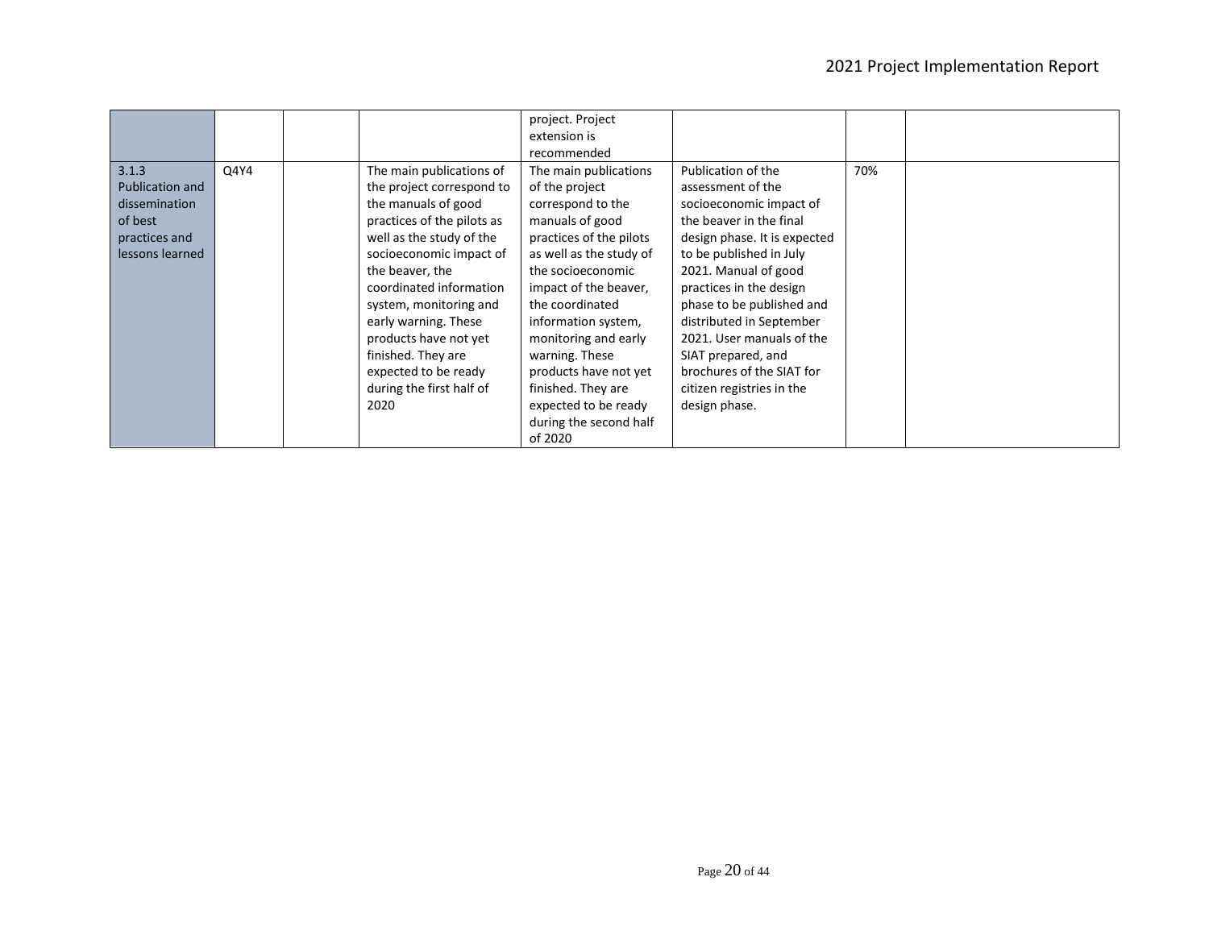| | | | | | | | |
|---|---|---|---|---|---|---|---|
| | | | | project. Project extension is recommended | | | |
| 3.1.3 Publication and dissemination of best practices and lessons learned | Q4Y4 | | The main publications of the project correspond to the manuals of good practices of the pilots as well as the study of the socioeconomic impact of the beaver, the coordinated information system, monitoring and early warning. These products have not yet finished. They are expected to be ready during the first half of 2020 | The main publications of the project correspond to the manuals of good practices of the pilots as well as the study of the socioeconomic impact of the beaver, the coordinated information system, monitoring and early warning. These products have not yet finished. They are expected to be ready during the second half of 2020 | Publication of the assessment of the socioeconomic impact of the beaver in the final design phase. It is expected to be published in July 2021. Manual of good practices in the design phase to be published and distributed in September 2021. User manuals of the SIAT prepared, and brochures of the SIAT for citizen registries in the design phase. | 70% | |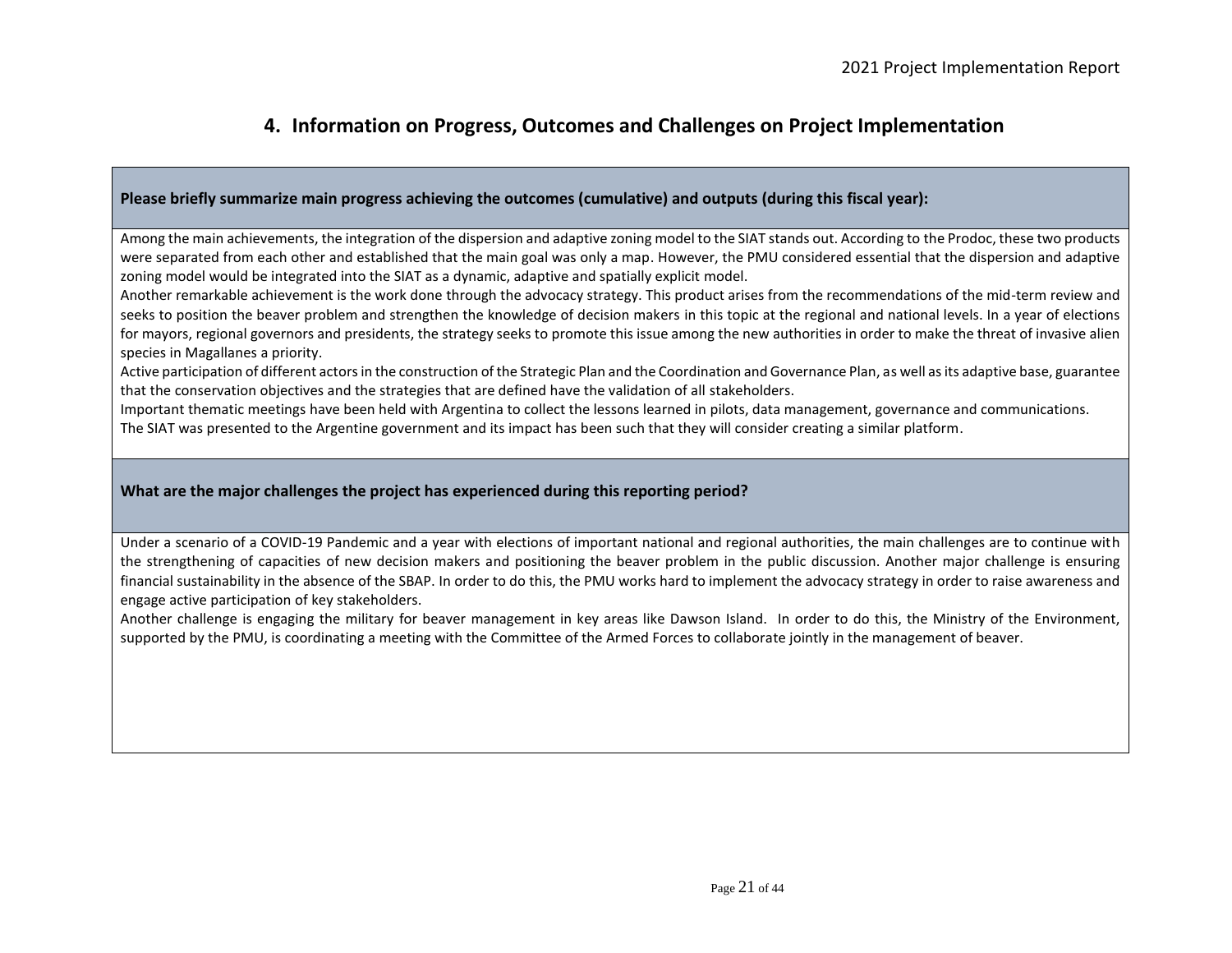## 4. Information on Progress, Outcomes and Challenges on Project Implementation

**Please briefly summarize main progress achieving the outcomes (cumulative) and outputs (during this fiscal year):**

Among the main achievements, the integration of the dispersion and adaptive zoning model to the SIAT stands out. According to the Prodoc, these two products were separated from each other and established that the main goal was only a map. However, the PMU considered essential that the dispersion and adaptive zoning model would be integrated into the SIAT as a dynamic, adaptive and spatially explicit model.

Another remarkable achievement is the work done through the advocacy strategy. This product arises from the recommendations of the mid-term review and seeks to position the beaver problem and strengthen the knowledge of decision makers in this topic at the regional and national levels. In a year of elections for mayors, regional governors and presidents, the strategy seeks to promote this issue among the new authorities in order to make the threat of invasive alien species in Magallanes a priority.

Active participation of different actors in the construction of the Strategic Plan and the Coordination and Governance Plan, as well as its adaptive base, guarantee that the conservation objectives and the strategies that are defined have the validation of all stakeholders.

Important thematic meetings have been held with Argentina to collect the lessons learned in pilots, data management, governance and communications.

The SIAT was presented to the Argentine government and its impact has been such that they will consider creating a similar platform.

**What are the major challenges the project has experienced during this reporting period?**

Under a scenario of a COVID-19 Pandemic and a year with elections of important national and regional authorities, the main challenges are to continue with the strengthening of capacities of new decision makers and positioning the beaver problem in the public discussion. Another major challenge is ensuring financial sustainability in the absence of the SBAP. In order to do this, the PMU works hard to implement the advocacy strategy in order to raise awareness and engage active participation of key stakeholders.

Another challenge is engaging the military for beaver management in key areas like Dawson Island. In order to do this, the Ministry of the Environment, supported by the PMU, is coordinating a meeting with the Committee of the Armed Forces to collaborate jointly in the management of beaver.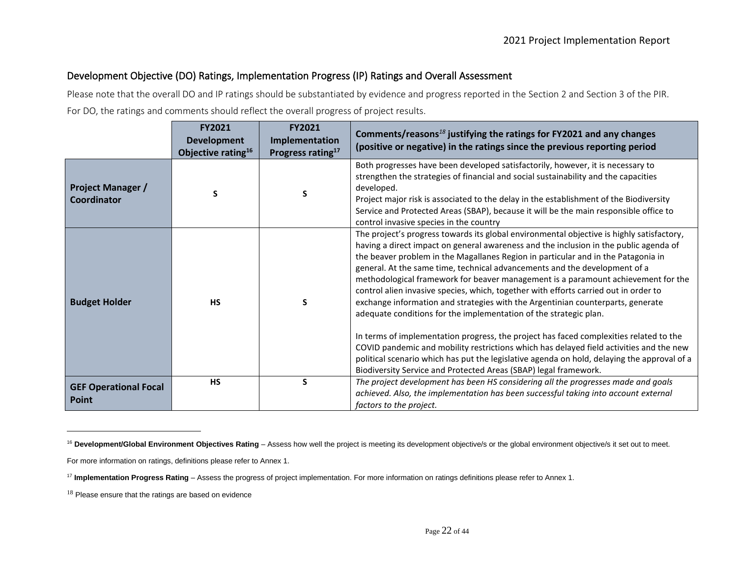## Development Objective (DO) Ratings, Implementation Progress (IP) Ratings and Overall Assessment

Please note that the overall DO and IP ratings should be substantiated by evidence and progress reported in the Section 2 and Section 3 of the PIR.

For DO, the ratings and comments should reflect the overall progress of project results.

| | FY2021 Development Objective rating[16] | FY2021 Implementation Progress rating[17] | Comments/reasons[18] justifying the ratings for FY2021 and any changes (positive or negative) in the ratings since the previous reporting period |
|---|---|---|---|
| **Project Manager / Coordinator** | S | S | Both progresses have been developed satisfactorily, however, it is necessary to strengthen the strategies of financial and social sustainability and the capacities developed.<br>Project major risk is associated to the delay in the establishment of the Biodiversity Service and Protected Areas (SBAP), because it will be the main responsible office to control invasive species in the country |
| **Budget Holder** | HS | S | The project's progress towards its global environmental objective is highly satisfactory, having a direct impact on general awareness and the inclusion in the public agenda of the beaver problem in the Magallanes Region in particular and in the Patagonia in general. At the same time, technical advancements and the development of a methodological framework for beaver management is a paramount achievement for the control alien invasive species, which, together with efforts carried out in order to exchange information and strategies with the Argentinian counterparts, generate adequate conditions for the implementation of the strategic plan.<br><br>In terms of implementation progress, the project has faced complexities related to the COVID pandemic and mobility restrictions which has delayed field activities and the new political scenario which has put the legislative agenda on hold, delaying the approval of a Biodiversity Service and Protected Areas (SBAP) legal framework. |
| **GEF Operational Focal Point** | HS | S | *The project development has been HS considering all the progresses made and goals achieved. Also, the implementation has been successful taking into account external factors to the project.* |

[16] **Development/Global Environment Objectives Rating** – Assess how well the project is meeting its development objective/s or the global environment objective/s it set out to meet.

For more information on ratings, definitions please refer to Annex 1.

[17] **Implementation Progress Rating** – Assess the progress of project implementation. For more information on ratings definitions please refer to Annex 1.

[18] Please ensure that the ratings are based on evidence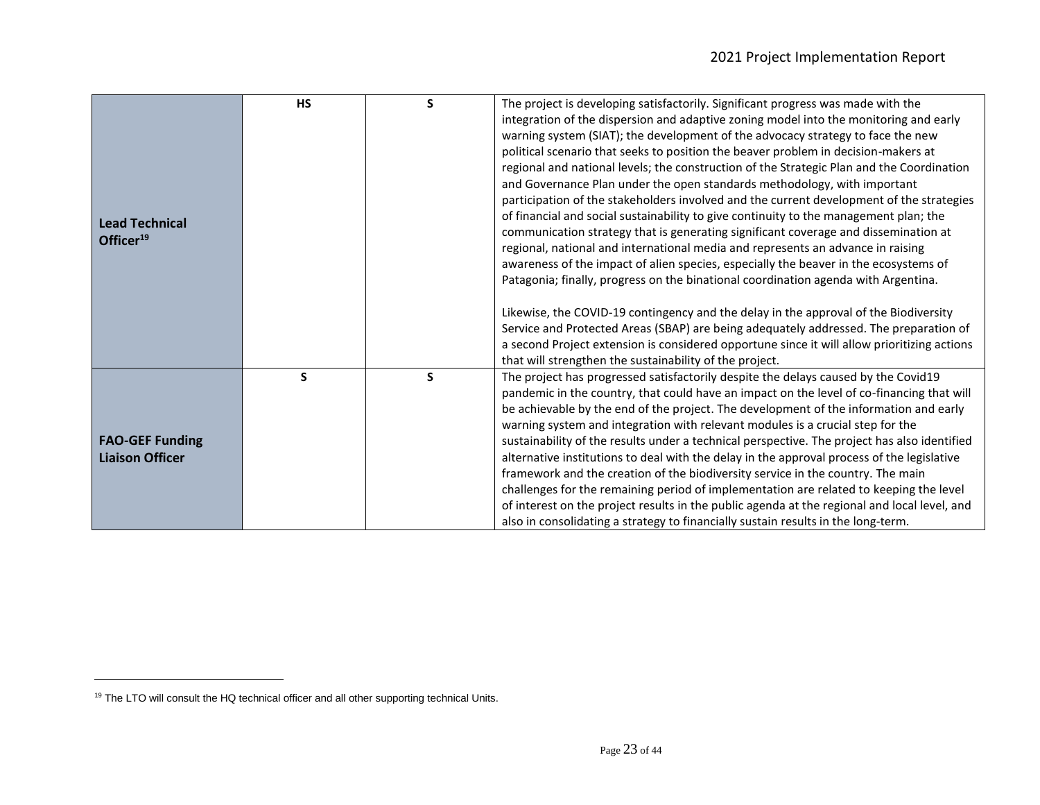| | | | |
|---|---|---|---|
| **Lead Technical Officer**[19] | **HS** | **S** | The project is developing satisfactorily. Significant progress was made with the integration of the dispersion and adaptive zoning model into the monitoring and early warning system (SIAT); the development of the advocacy strategy to face the new political scenario that seeks to position the beaver problem in decision-makers at regional and national levels; the construction of the Strategic Plan and the Coordination and Governance Plan under the open standards methodology, with important participation of the stakeholders involved and the current development of the strategies of financial and social sustainability to give continuity to the management plan; the communication strategy that is generating significant coverage and dissemination at regional, national and international media and represents an advance in raising awareness of the impact of alien species, especially the beaver in the ecosystems of Patagonia; finally, progress on the binational coordination agenda with Argentina.<br><br>Likewise, the COVID-19 contingency and the delay in the approval of the Biodiversity Service and Protected Areas (SBAP) are being adequately addressed. The preparation of a second Project extension is considered opportune since it will allow prioritizing actions that will strengthen the sustainability of the project. |
| **FAO-GEF Funding Liaison Officer** | **S** | **S** | The project has progressed satisfactorily despite the delays caused by the Covid19 pandemic in the country, that could have an impact on the level of co-financing that will be achievable by the end of the project. The development of the information and early warning system and integration with relevant modules is a crucial step for the sustainability of the results under a technical perspective. The project has also identified alternative institutions to deal with the delay in the approval process of the legislative framework and the creation of the biodiversity service in the country. The main challenges for the remaining period of implementation are related to keeping the level of interest on the project results in the public agenda at the regional and local level, and also in consolidating a strategy to financially sustain results in the long-term. |

[19] The LTO will consult the HQ technical officer and all other supporting technical Units.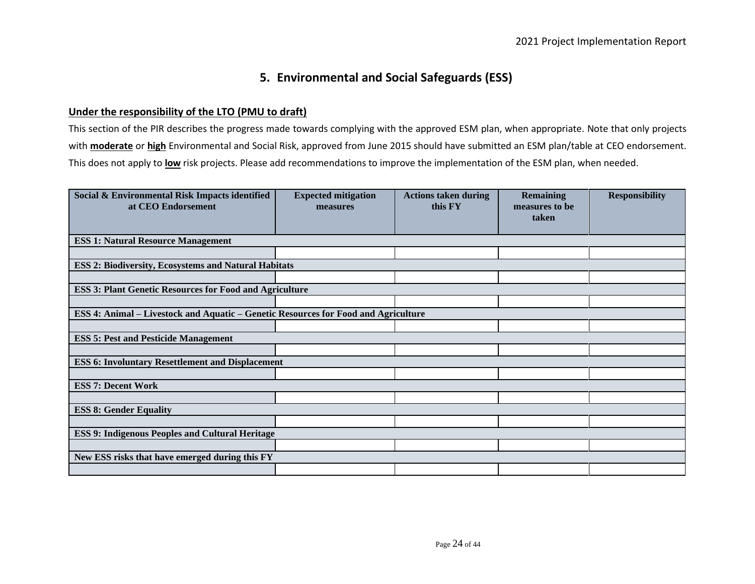## 5. Environmental and Social Safeguards (ESS)

**Under the responsibility of the LTO (PMU to draft)**

This section of the PIR describes the progress made towards complying with the approved ESM plan, when appropriate. Note that only projects with **moderate** or **high** Environmental and Social Risk, approved from June 2015 should have submitted an ESM plan/table at CEO endorsement. This does not apply to **low** risk projects. Please add recommendations to improve the implementation of the ESM plan, when needed.

| Social & Environmental Risk Impacts identified at CEO Endorsement | Expected mitigation measures | Actions taken during this FY | Remaining measures to be taken | Responsibility |
|---|---|---|---|---|
| **ESS 1: Natural Resource Management** | | | | |
| | | | | |
| **ESS 2: Biodiversity, Ecosystems and Natural Habitats** | | | | |
| | | | | |
| **ESS 3: Plant Genetic Resources for Food and Agriculture** | | | | |
| | | | | |
| **ESS 4: Animal – Livestock and Aquatic – Genetic Resources for Food and Agriculture** | | | | |
| | | | | |
| **ESS 5: Pest and Pesticide Management** | | | | |
| | | | | |
| **ESS 6: Involuntary Resettlement and Displacement** | | | | |
| | | | | |
| **ESS 7: Decent Work** | | | | |
| | | | | |
| **ESS 8: Gender Equality** | | | | |
| | | | | |
| **ESS 9: Indigenous Peoples and Cultural Heritage** | | | | |
| | | | | |
| **New ESS risks that have emerged during this FY** | | | | |
| | | | | |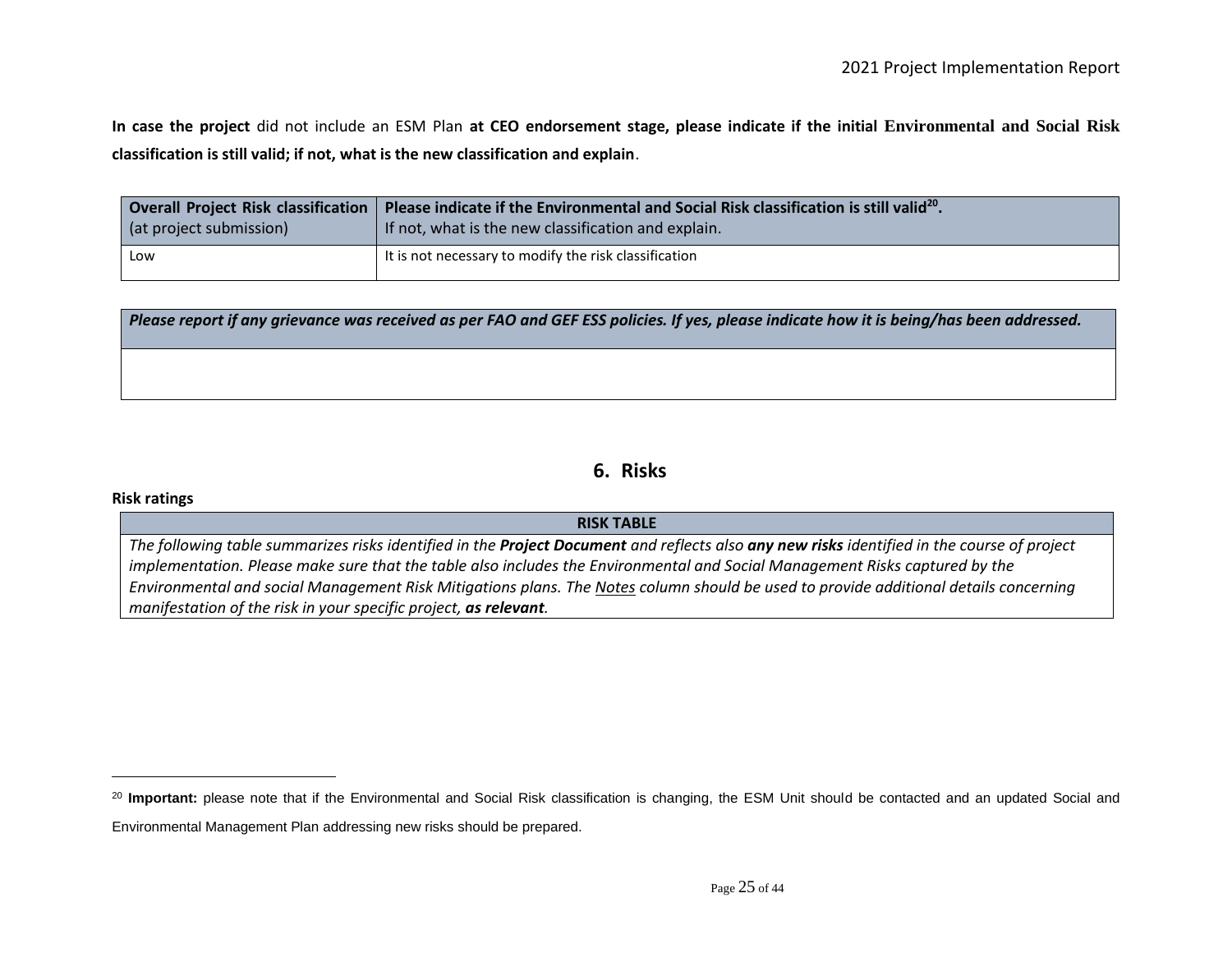**In case the project** did not include an ESM Plan **at CEO endorsement stage, please indicate if the initial Environmental and Social Risk classification is still valid; if not, what is the new classification and explain**.

| **Overall Project Risk classification** (at project submission) | **Please indicate if the Environmental and Social Risk classification is still valid[20].** If not, what is the new classification and explain. |
|---|---|
| Low | It is not necessary to modify the risk classification |

| ***Please report if any grievance was received as per FAO and GEF ESS policies. If yes, please indicate how it is being/has been addressed.*** |
|---|
| |

## 6. Risks

**Risk ratings**

| **RISK TABLE** |
|---|
| *The following table summarizes risks identified in the **Project Document** and reflects also **any new risks** identified in the course of project implementation. Please make sure that the table also includes the Environmental and Social Management Risks captured by the Environmental and social Management Risk Mitigations plans. The Notes column should be used to provide additional details concerning manifestation of the risk in your specific project, **as relevant**.* |

[20] **Important:** please note that if the Environmental and Social Risk classification is changing, the ESM Unit should be contacted and an updated Social and Environmental Management Plan addressing new risks should be prepared.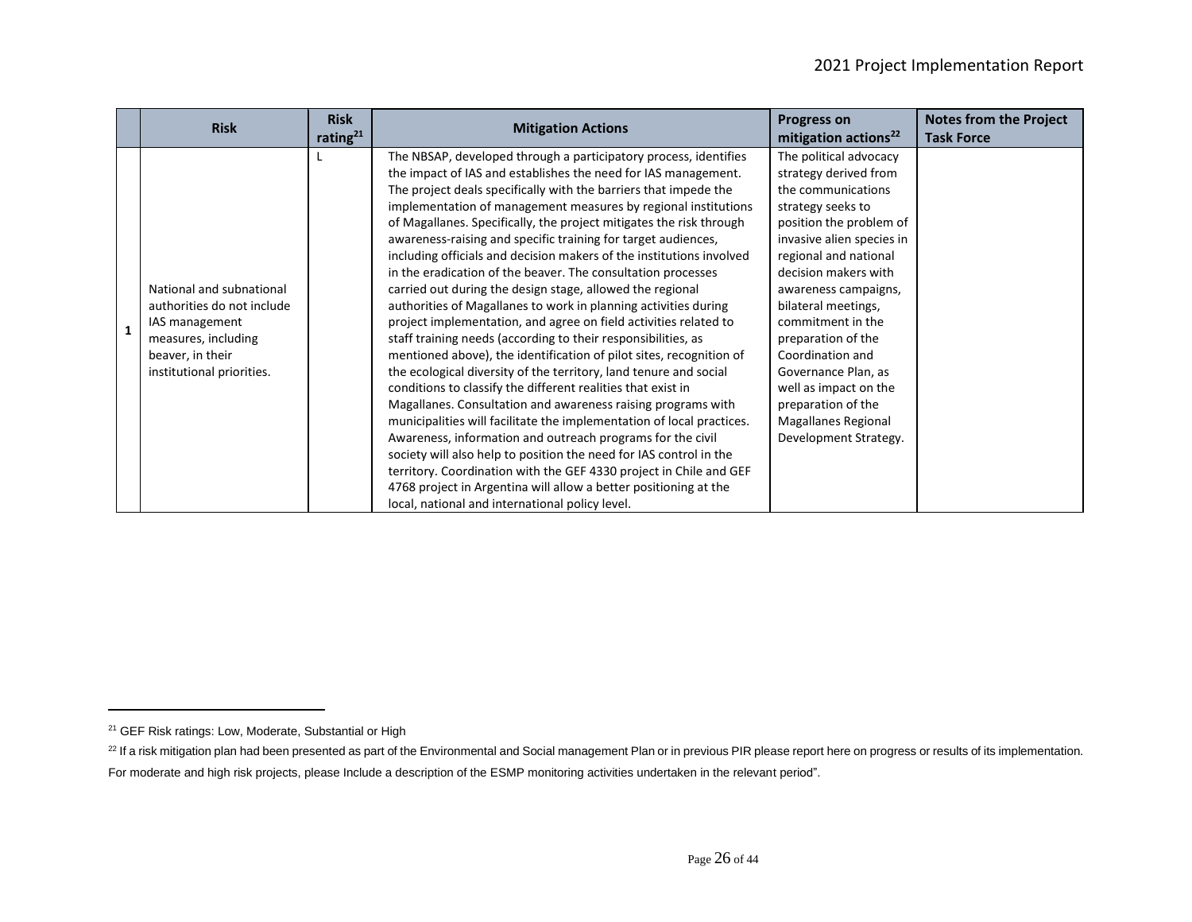| | Risk | Risk rating[21] | Mitigation Actions | Progress on mitigation actions[22] | Notes from the Project Task Force |
|---|---|---|---|---|---|
| **1** | National and subnational authorities do not include IAS management measures, including beaver, in their institutional priorities. | L | The NBSAP, developed through a participatory process, identifies the impact of IAS and establishes the need for IAS management. The project deals specifically with the barriers that impede the implementation of management measures by regional institutions of Magallanes. Specifically, the project mitigates the risk through awareness-raising and specific training for target audiences, including officials and decision makers of the institutions involved in the eradication of the beaver. The consultation processes carried out during the design stage, allowed the regional authorities of Magallanes to work in planning activities during project implementation, and agree on field activities related to staff training needs (according to their responsibilities, as mentioned above), the identification of pilot sites, recognition of the ecological diversity of the territory, land tenure and social conditions to classify the different realities that exist in Magallanes. Consultation and awareness raising programs with municipalities will facilitate the implementation of local practices. Awareness, information and outreach programs for the civil society will also help to position the need for IAS control in the territory. Coordination with the GEF 4330 project in Chile and GEF 4768 project in Argentina will allow a better positioning at the local, national and international policy level. | The political advocacy strategy derived from the communications strategy seeks to position the problem of invasive alien species in regional and national decision makers with awareness campaigns, bilateral meetings, commitment in the preparation of the Coordination and Governance Plan, as well as impact on the preparation of the Magallanes Regional Development Strategy. | |

[21] GEF Risk ratings: Low, Moderate, Substantial or High

[22] If a risk mitigation plan had been presented as part of the Environmental and Social management Plan or in previous PIR please report here on progress or results of its implementation. For moderate and high risk projects, please Include a description of the ESMP monitoring activities undertaken in the relevant period".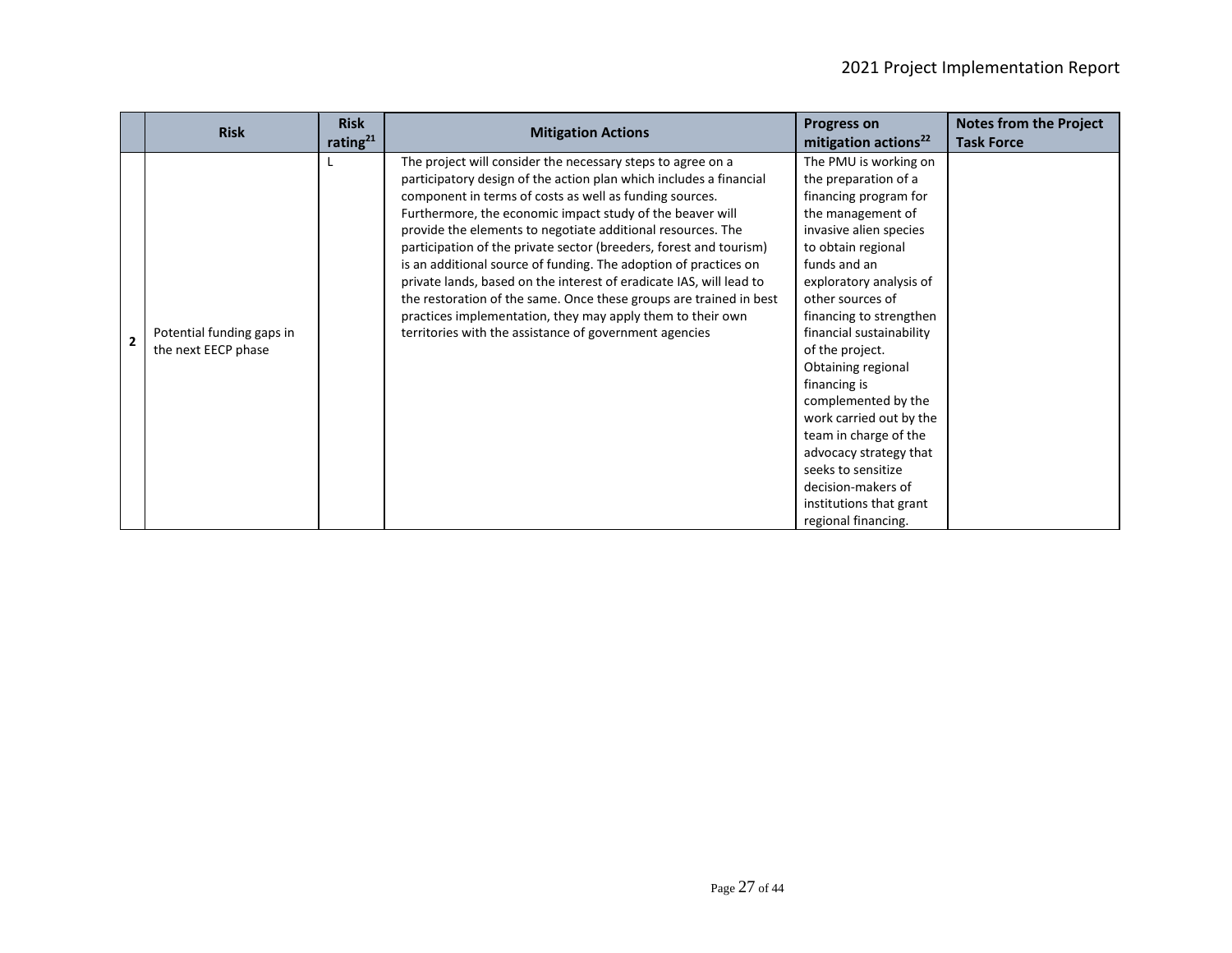| | Risk | Risk rating[21] | Mitigation Actions | Progress on mitigation actions[22] | Notes from the Project Task Force |
|---|---|---|---|---|---|
| **2** | Potential funding gaps in the next EECP phase | L | The project will consider the necessary steps to agree on a participatory design of the action plan which includes a financial component in terms of costs as well as funding sources. Furthermore, the economic impact study of the beaver will provide the elements to negotiate additional resources. The participation of the private sector (breeders, forest and tourism) is an additional source of funding. The adoption of practices on private lands, based on the interest of eradicate IAS, will lead to the restoration of the same. Once these groups are trained in best practices implementation, they may apply them to their own territories with the assistance of government agencies | The PMU is working on the preparation of a financing program for the management of invasive alien species to obtain regional funds and an exploratory analysis of other sources of financing to strengthen financial sustainability of the project. Obtaining regional financing is complemented by the work carried out by the team in charge of the advocacy strategy that seeks to sensitize decision-makers of institutions that grant regional financing. | |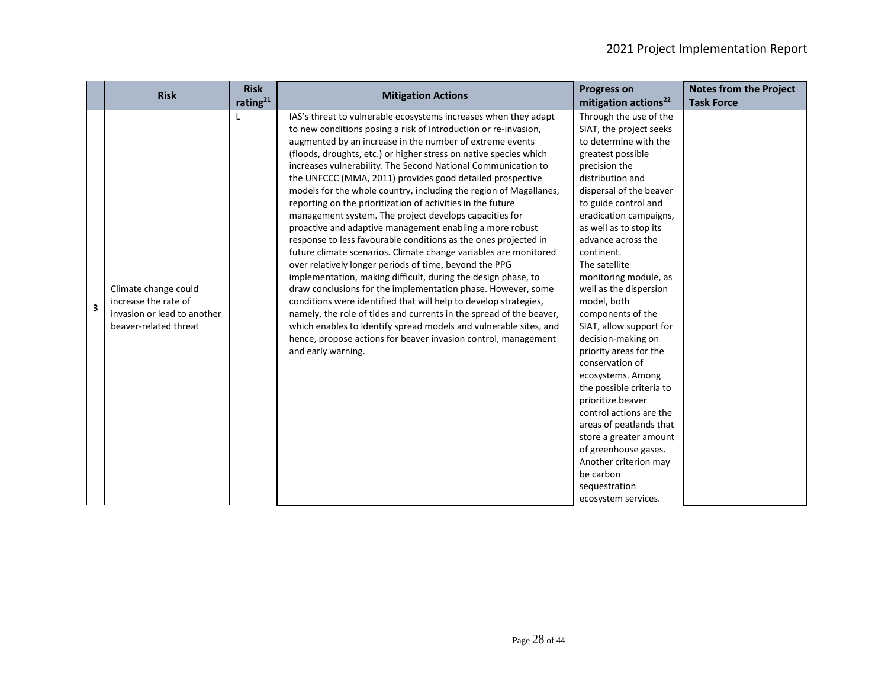| | Risk | Risk rating[21] | Mitigation Actions | Progress on mitigation actions[22] | Notes from the Project Task Force |
|---|---|---|---|---|---|
| 3 | Climate change could increase the rate of invasion or lead to another beaver-related threat | L | IAS's threat to vulnerable ecosystems increases when they adapt to new conditions posing a risk of introduction or re-invasion, augmented by an increase in the number of extreme events (floods, droughts, etc.) or higher stress on native species which increases vulnerability. The Second National Communication to the UNFCCC (MMA, 2011) provides good detailed prospective models for the whole country, including the region of Magallanes, reporting on the prioritization of activities in the future management system. The project develops capacities for proactive and adaptive management enabling a more robust response to less favourable conditions as the ones projected in future climate scenarios. Climate change variables are monitored over relatively longer periods of time, beyond the PPG implementation, making difficult, during the design phase, to draw conclusions for the implementation phase. However, some conditions were identified that will help to develop strategies, namely, the role of tides and currents in the spread of the beaver, which enables to identify spread models and vulnerable sites, and hence, propose actions for beaver invasion control, management and early warning. | Through the use of the SIAT, the project seeks to determine with the greatest possible precision the distribution and dispersal of the beaver to guide control and eradication campaigns, as well as to stop its advance across the continent. The satellite monitoring module, as well as the dispersion model, both components of the SIAT, allow support for decision-making on priority areas for the conservation of ecosystems. Among the possible criteria to prioritize beaver control actions are the areas of peatlands that store a greater amount of greenhouse gases. Another criterion may be carbon sequestration ecosystem services. | |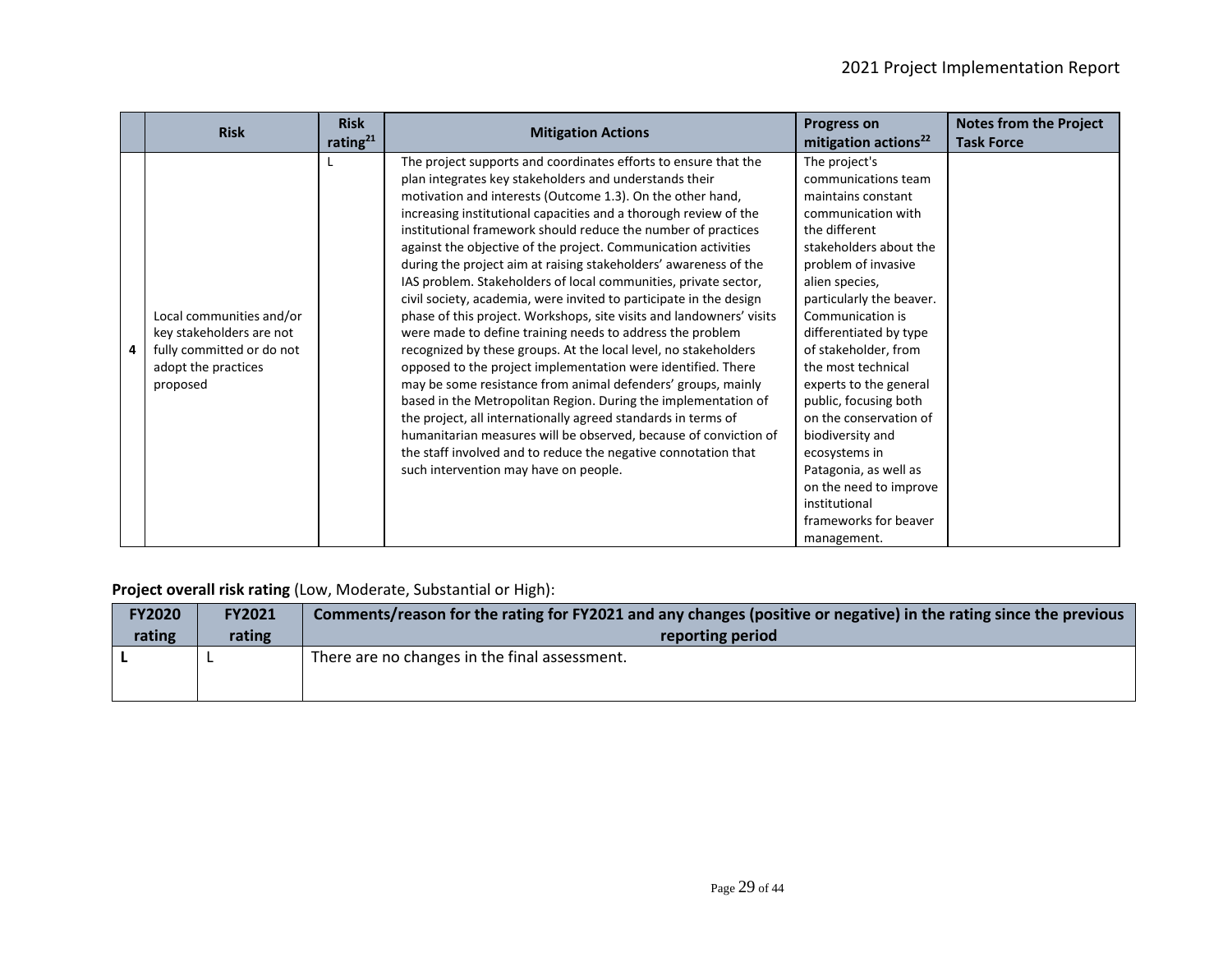| | Risk | Risk rating[21] | Mitigation Actions | Progress on mitigation actions[22] | Notes from the Project Task Force |
|---|---|---|---|---|---|
| 4 | Local communities and/or key stakeholders are not fully committed or do not adopt the practices proposed | L | The project supports and coordinates efforts to ensure that the plan integrates key stakeholders and understands their motivation and interests (Outcome 1.3). On the other hand, increasing institutional capacities and a thorough review of the institutional framework should reduce the number of practices against the objective of the project. Communication activities during the project aim at raising stakeholders' awareness of the IAS problem. Stakeholders of local communities, private sector, civil society, academia, were invited to participate in the design phase of this project. Workshops, site visits and landowners' visits were made to define training needs to address the problem recognized by these groups. At the local level, no stakeholders opposed to the project implementation were identified. There may be some resistance from animal defenders' groups, mainly based in the Metropolitan Region. During the implementation of the project, all internationally agreed standards in terms of humanitarian measures will be observed, because of conviction of the staff involved and to reduce the negative connotation that such intervention may have on people. | The project's communications team maintains constant communication with the different stakeholders about the problem of invasive alien species, particularly the beaver. Communication is differentiated by type of stakeholder, from the most technical experts to the general public, focusing both on the conservation of biodiversity and ecosystems in Patagonia, as well as on the need to improve institutional frameworks for beaver management. | |

**Project overall risk rating** (Low, Moderate, Substantial or High):

| FY2020 rating | FY2021 rating | Comments/reason for the rating for FY2021 and any changes (positive or negative) in the rating since the previous reporting period |
|---|---|---|
| **L** | L | There are no changes in the final assessment. |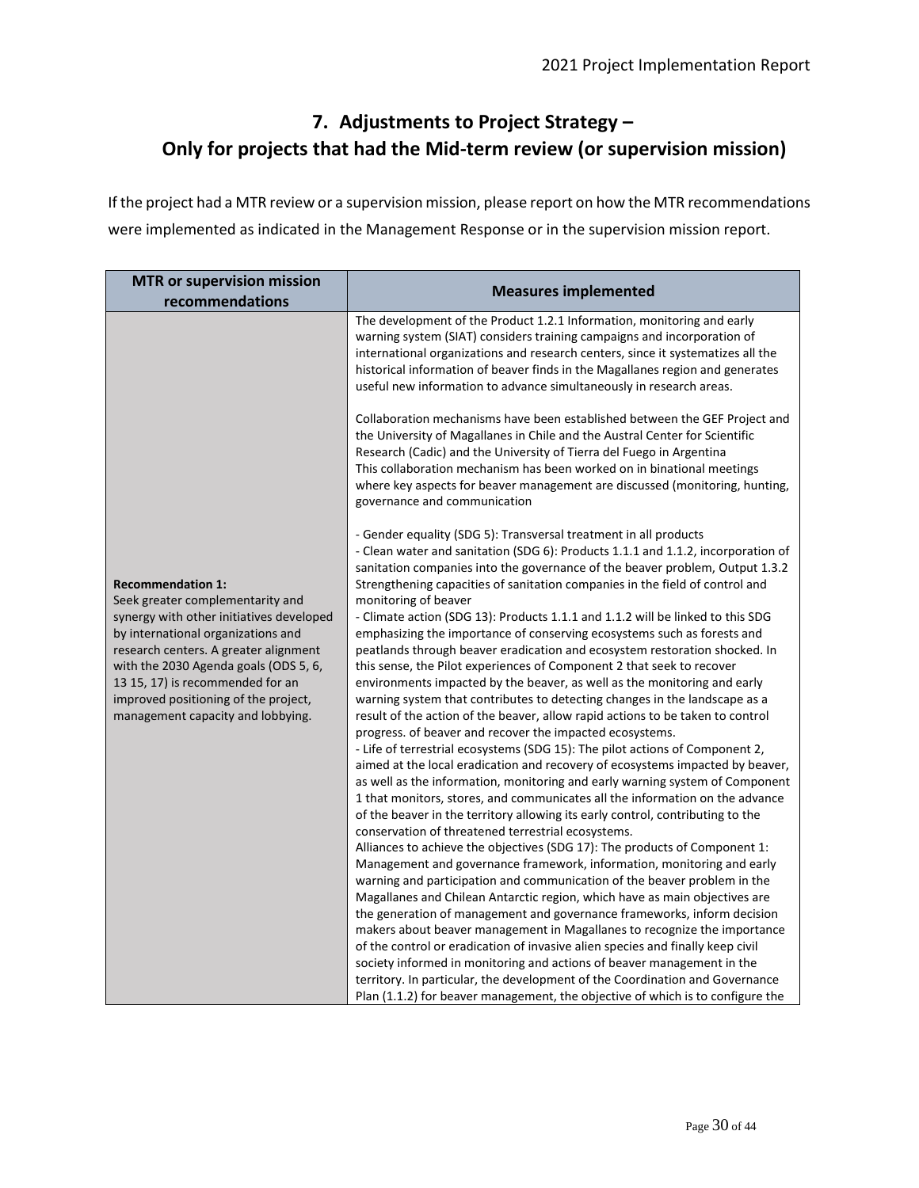# 7. Adjustments to Project Strategy – Only for projects that had the Mid-term review (or supervision mission)

If the project had a MTR review or a supervision mission, please report on how the MTR recommendations were implemented as indicated in the Management Response or in the supervision mission report.

| MTR or supervision mission recommendations | Measures implemented |
|---|---|
| **Recommendation 1:**<br>Seek greater complementarity and synergy with other initiatives developed by international organizations and research centers. A greater alignment with the 2030 Agenda goals (ODS 5, 6, 13 15, 17) is recommended for an improved positioning of the project, management capacity and lobbying. | The development of the Product 1.2.1 Information, monitoring and early warning system (SIAT) considers training campaigns and incorporation of international organizations and research centers, since it systematizes all the historical information of beaver finds in the Magallanes region and generates useful new information to advance simultaneously in research areas.<br><br>Collaboration mechanisms have been established between the GEF Project and the University of Magallanes in Chile and the Austral Center for Scientific Research (Cadic) and the University of Tierra del Fuego in Argentina<br>This collaboration mechanism has been worked on in binational meetings where key aspects for beaver management are discussed (monitoring, hunting, governance and communication<br><br>- Gender equality (SDG 5): Transversal treatment in all products<br>- Clean water and sanitation (SDG 6): Products 1.1.1 and 1.1.2, incorporation of sanitation companies into the governance of the beaver problem, Output 1.3.2 Strengthening capacities of sanitation companies in the field of control and monitoring of beaver<br>- Climate action (SDG 13): Products 1.1.1 and 1.1.2 will be linked to this SDG emphasizing the importance of conserving ecosystems such as forests and peatlands through beaver eradication and ecosystem restoration shocked. In this sense, the Pilot experiences of Component 2 that seek to recover environments impacted by the beaver, as well as the monitoring and early warning system that contributes to detecting changes in the landscape as a result of the action of the beaver, allow rapid actions to be taken to control progress. of beaver and recover the impacted ecosystems.<br>- Life of terrestrial ecosystems (SDG 15): The pilot actions of Component 2, aimed at the local eradication and recovery of ecosystems impacted by beaver, as well as the information, monitoring and early warning system of Component 1 that monitors, stores, and communicates all the information on the advance of the beaver in the territory allowing its early control, contributing to the conservation of threatened terrestrial ecosystems.<br>Alliances to achieve the objectives (SDG 17): The products of Component 1: Management and governance framework, information, monitoring and early warning and participation and communication of the beaver problem in the Magallanes and Chilean Antarctic region, which have as main objectives are the generation of management and governance frameworks, inform decision makers about beaver management in Magallanes to recognize the importance of the control or eradication of invasive alien species and finally keep civil society informed in monitoring and actions of beaver management in the territory. In particular, the development of the Coordination and Governance Plan (1.1.2) for beaver management, the objective of which is to configure the |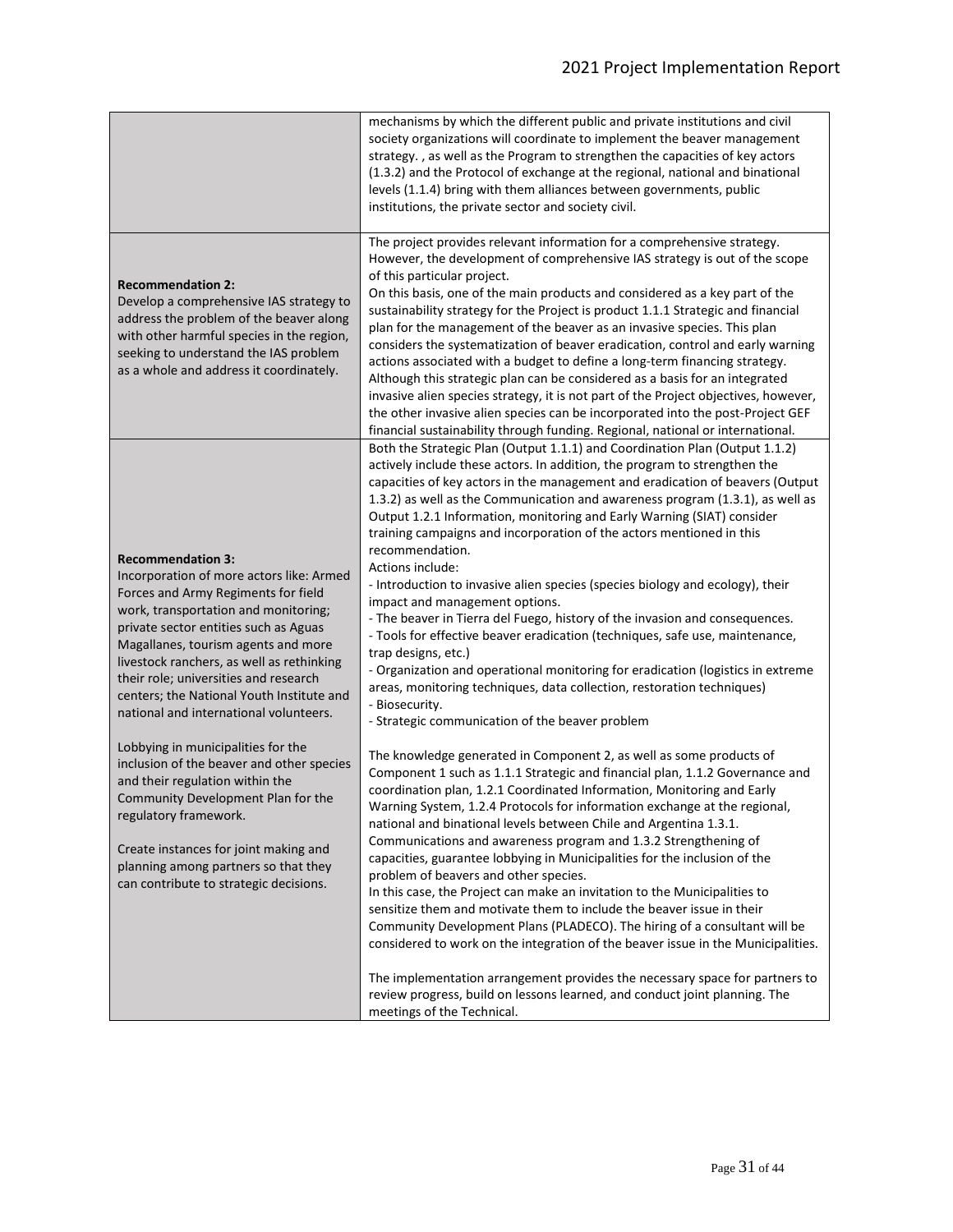| | |
|---|---|
| | mechanisms by which the different public and private institutions and civil society organizations will coordinate to implement the beaver management strategy. , as well as the Program to strengthen the capacities of key actors (1.3.2) and the Protocol of exchange at the regional, national and binational levels (1.1.4) bring with them alliances between governments, public institutions, the private sector and society civil. |
| **Recommendation 2:**<br>Develop a comprehensive IAS strategy to address the problem of the beaver along with other harmful species in the region, seeking to understand the IAS problem as a whole and address it coordinately. | The project provides relevant information for a comprehensive strategy. However, the development of comprehensive IAS strategy is out of the scope of this particular project.<br>On this basis, one of the main products and considered as a key part of the sustainability strategy for the Project is product 1.1.1 Strategic and financial plan for the management of the beaver as an invasive species. This plan considers the systematization of beaver eradication, control and early warning actions associated with a budget to define a long-term financing strategy. Although this strategic plan can be considered as a basis for an integrated invasive alien species strategy, it is not part of the Project objectives, however, the other invasive alien species can be incorporated into the post-Project GEF financial sustainability through funding. Regional, national or international. |
| **Recommendation 3:**<br>Incorporation of more actors like: Armed Forces and Army Regiments for field work, transportation and monitoring; private sector entities such as Aguas Magallanes, tourism agents and more livestock ranchers, as well as rethinking their role; universities and research centers; the National Youth Institute and national and international volunteers.<br><br>Lobbying in municipalities for the inclusion of the beaver and other species and their regulation within the Community Development Plan for the regulatory framework.<br><br>Create instances for joint making and planning among partners so that they can contribute to strategic decisions. | Both the Strategic Plan (Output 1.1.1) and Coordination Plan (Output 1.1.2) actively include these actors. In addition, the program to strengthen the capacities of key actors in the management and eradication of beavers (Output 1.3.2) as well as the Communication and awareness program (1.3.1), as well as Output 1.2.1 Information, monitoring and Early Warning (SIAT) consider training campaigns and incorporation of the actors mentioned in this recommendation.<br>Actions include:<br>- Introduction to invasive alien species (species biology and ecology), their impact and management options.<br>- The beaver in Tierra del Fuego, history of the invasion and consequences.<br>- Tools for effective beaver eradication (techniques, safe use, maintenance, trap designs, etc.)<br>- Organization and operational monitoring for eradication (logistics in extreme areas, monitoring techniques, data collection, restoration techniques)<br>- Biosecurity.<br>- Strategic communication of the beaver problem<br><br>The knowledge generated in Component 2, as well as some products of Component 1 such as 1.1.1 Strategic and financial plan, 1.1.2 Governance and coordination plan, 1.2.1 Coordinated Information, Monitoring and Early Warning System, 1.2.4 Protocols for information exchange at the regional, national and binational levels between Chile and Argentina 1.3.1. Communications and awareness program and 1.3.2 Strengthening of capacities, guarantee lobbying in Municipalities for the inclusion of the problem of beavers and other species.<br>In this case, the Project can make an invitation to the Municipalities to sensitize them and motivate them to include the beaver issue in their Community Development Plans (PLADECO). The hiring of a consultant will be considered to work on the integration of the beaver issue in the Municipalities.<br><br>The implementation arrangement provides the necessary space for partners to review progress, build on lessons learned, and conduct joint planning. The meetings of the Technical. |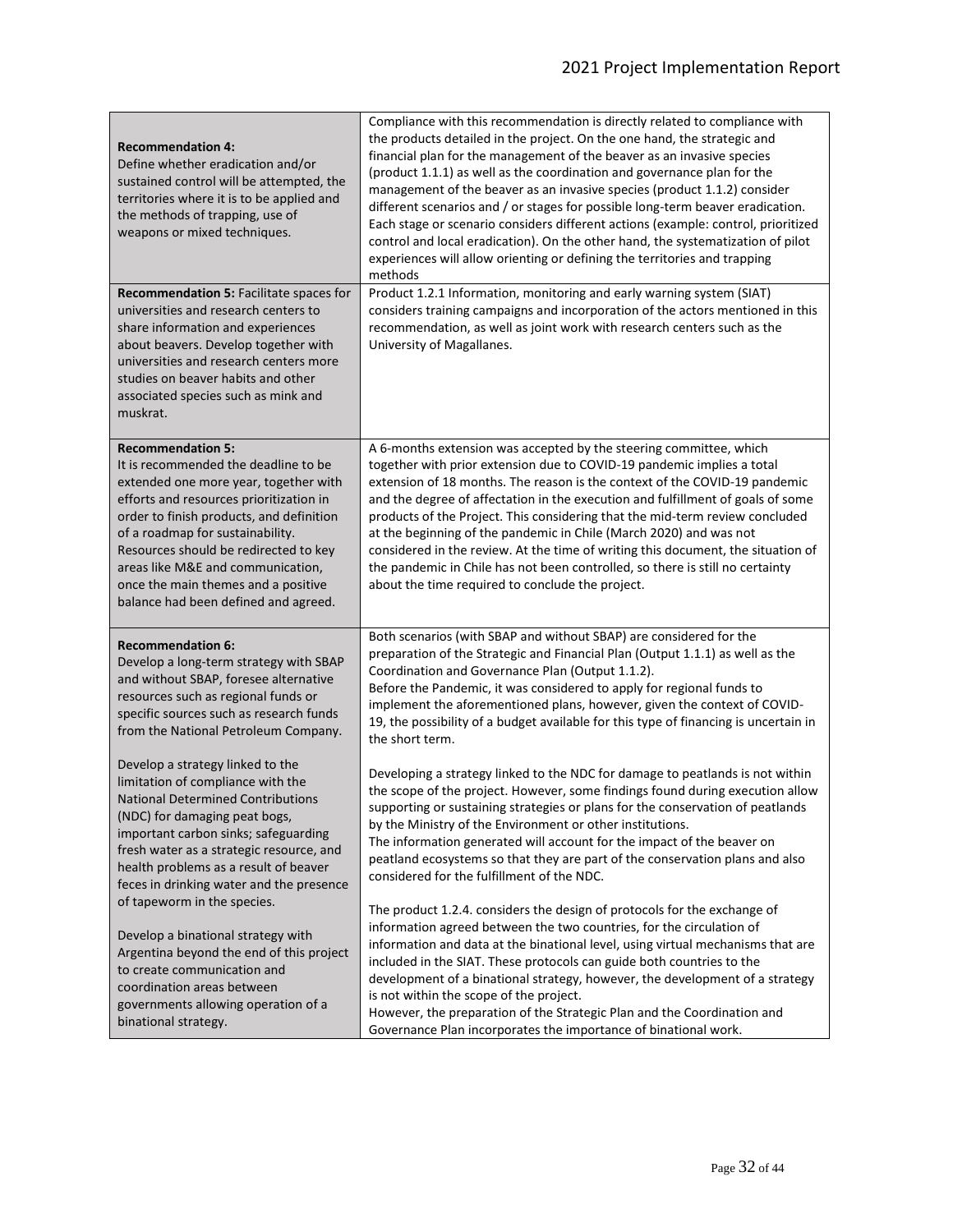| | |
|---|---|
| **Recommendation 4:** Define whether eradication and/or sustained control will be attempted, the territories where it is to be applied and the methods of trapping, use of weapons or mixed techniques. | Compliance with this recommendation is directly related to compliance with the products detailed in the project. On the one hand, the strategic and financial plan for the management of the beaver as an invasive species (product 1.1.1) as well as the coordination and governance plan for the management of the beaver as an invasive species (product 1.1.2) consider different scenarios and / or stages for possible long-term beaver eradication. Each stage or scenario considers different actions (example: control, prioritized control and local eradication). On the other hand, the systematization of pilot experiences will allow orienting or defining the territories and trapping methods |
| **Recommendation 5:** Facilitate spaces for universities and research centers to share information and experiences about beavers. Develop together with universities and research centers more studies on beaver habits and other associated species such as mink and muskrat. | Product 1.2.1 Information, monitoring and early warning system (SIAT) considers training campaigns and incorporation of the actors mentioned in this recommendation, as well as joint work with research centers such as the University of Magallanes. |
| **Recommendation 5:** It is recommended the deadline to be extended one more year, together with efforts and resources prioritization in order to finish products, and definition of a roadmap for sustainability. Resources should be redirected to key areas like M&E and communication, once the main themes and a positive balance had been defined and agreed. | A 6-months extension was accepted by the steering committee, which together with prior extension due to COVID-19 pandemic implies a total extension of 18 months. The reason is the context of the COVID-19 pandemic and the degree of affectation in the execution and fulfillment of goals of some products of the Project. This considering that the mid-term review concluded at the beginning of the pandemic in Chile (March 2020) and was not considered in the review. At the time of writing this document, the situation of the pandemic in Chile has not been controlled, so there is still no certainty about the time required to conclude the project. |
| **Recommendation 6:** Develop a long-term strategy with SBAP and without SBAP, foresee alternative resources such as regional funds or specific sources such as research funds from the National Petroleum Company.<br><br>Develop a strategy linked to the limitation of compliance with the National Determined Contributions (NDC) for damaging peat bogs, important carbon sinks; safeguarding fresh water as a strategic resource, and health problems as a result of beaver feces in drinking water and the presence of tapeworm in the species.<br><br>Develop a binational strategy with Argentina beyond the end of this project to create communication and coordination areas between governments allowing operation of a binational strategy. | Both scenarios (with SBAP and without SBAP) are considered for the preparation of the Strategic and Financial Plan (Output 1.1.1) as well as the Coordination and Governance Plan (Output 1.1.2).<br>Before the Pandemic, it was considered to apply for regional funds to implement the aforementioned plans, however, given the context of COVID-19, the possibility of a budget available for this type of financing is uncertain in the short term.<br><br>Developing a strategy linked to the NDC for damage to peatlands is not within the scope of the project. However, some findings found during execution allow supporting or sustaining strategies or plans for the conservation of peatlands by the Ministry of the Environment or other institutions.<br>The information generated will account for the impact of the beaver on peatland ecosystems so that they are part of the conservation plans and also considered for the fulfillment of the NDC.<br><br>The product 1.2.4. considers the design of protocols for the exchange of information agreed between the two countries, for the circulation of information and data at the binational level, using virtual mechanisms that are included in the SIAT. These protocols can guide both countries to the development of a binational strategy, however, the development of a strategy is not within the scope of the project.<br>However, the preparation of the Strategic Plan and the Coordination and Governance Plan incorporates the importance of binational work. |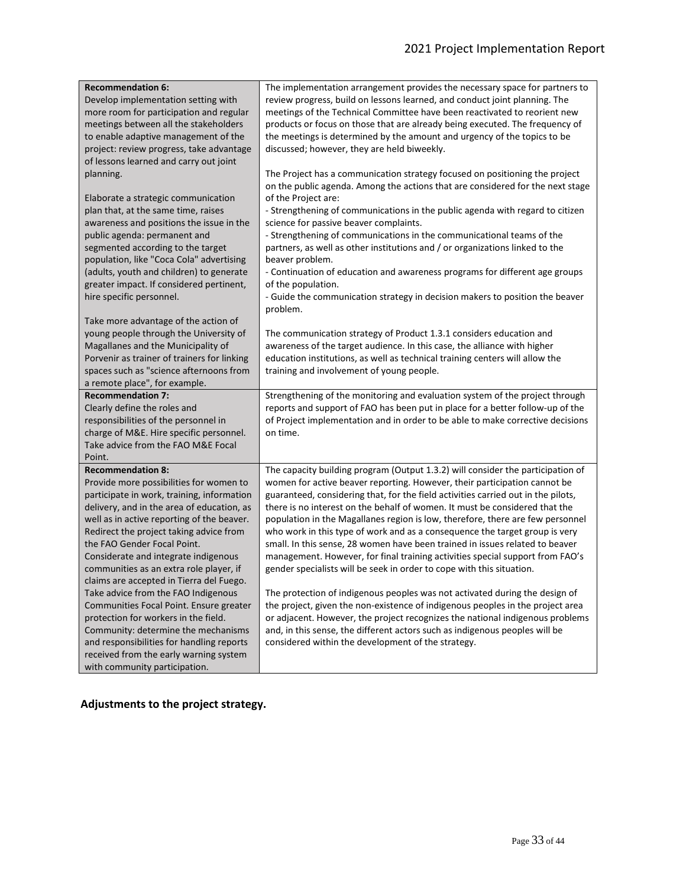| **Recommendation 6:**<br>Develop implementation setting with more room for participation and regular meetings between all the stakeholders to enable adaptive management of the project: review progress, take advantage of lessons learned and carry out joint planning.<br><br>Elaborate a strategic communication plan that, at the same time, raises awareness and positions the issue in the public agenda: permanent and segmented according to the target population, like "Coca Cola" advertising (adults, youth and children) to generate greater impact. If considered pertinent, hire specific personnel.<br><br>Take more advantage of the action of young people through the University of Magallanes and the Municipality of Porvenir as trainer of trainers for linking spaces such as "science afternoons from a remote place", for example. | The implementation arrangement provides the necessary space for partners to review progress, build on lessons learned, and conduct joint planning. The meetings of the Technical Committee have been reactivated to reorient new products or focus on those that are already being executed. The frequency of the meetings is determined by the amount and urgency of the topics to be discussed; however, they are held biweekly.<br><br>The Project has a communication strategy focused on positioning the project on the public agenda. Among the actions that are considered for the next stage of the Project are:<br>- Strengthening of communications in the public agenda with regard to citizen science for passive beaver complaints.<br>- Strengthening of communications in the communicational teams of the partners, as well as other institutions and / or organizations linked to the beaver problem.<br>- Continuation of education and awareness programs for different age groups of the population.<br>- Guide the communication strategy in decision makers to position the beaver problem.<br><br>The communication strategy of Product 1.3.1 considers education and awareness of the target audience. In this case, the alliance with higher education institutions, as well as technical training centers will allow the training and involvement of young people. |
|---|---|
| **Recommendation 7:**<br>Clearly define the roles and responsibilities of the personnel in charge of M&E. Hire specific personnel. Take advice from the FAO M&E Focal Point. | Strengthening of the monitoring and evaluation system of the project through reports and support of FAO has been put in place for a better follow-up of the of Project implementation and in order to be able to make corrective decisions on time. |
| **Recommendation 8:**<br>Provide more possibilities for women to participate in work, training, information delivery, and in the area of education, as well as in active reporting of the beaver. Redirect the project taking advice from the FAO Gender Focal Point.<br>Considerate and integrate indigenous communities as an extra role player, if claims are accepted in Tierra del Fuego. Take advice from the FAO Indigenous Communities Focal Point. Ensure greater protection for workers in the field.<br>Community: determine the mechanisms and responsibilities for handling reports received from the early warning system with community participation. | The capacity building program (Output 1.3.2) will consider the participation of women for active beaver reporting. However, their participation cannot be guaranteed, considering that, for the field activities carried out in the pilots, there is no interest on the behalf of women. It must be considered that the population in the Magallanes region is low, therefore, there are few personnel who work in this type of work and as a consequence the target group is very small. In this sense, 28 women have been trained in issues related to beaver management. However, for final training activities special support from FAO's gender specialists will be seek in order to cope with this situation.<br><br>The protection of indigenous peoples was not activated during the design of the project, given the non-existence of indigenous peoples in the project area or adjacent. However, the project recognizes the national indigenous problems and, in this sense, the different actors such as indigenous peoples will be considered within the development of the strategy. |

## Adjustments to the project strategy.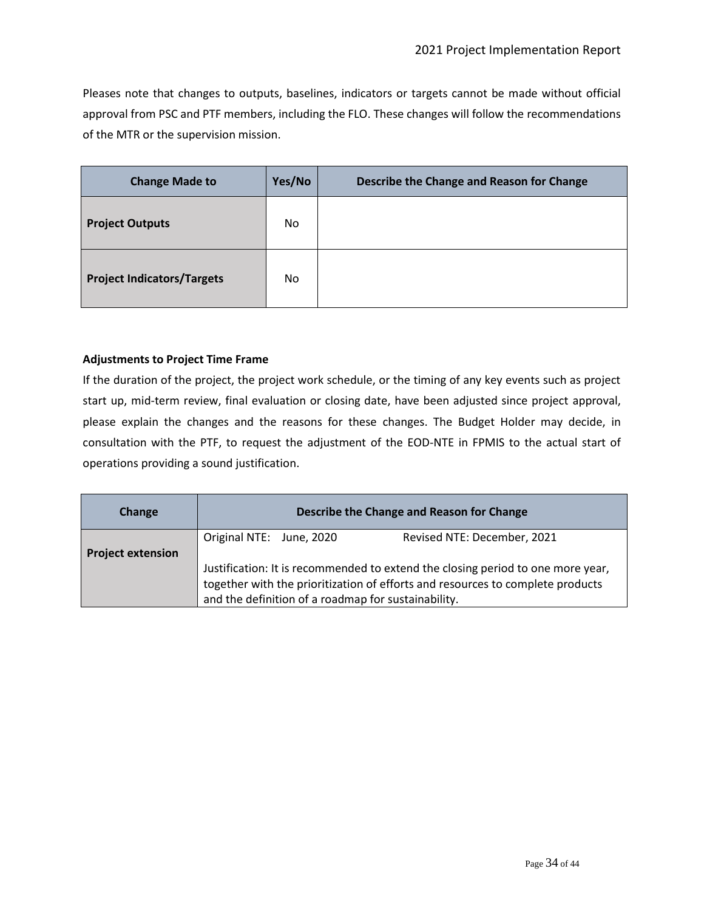Pleases note that changes to outputs, baselines, indicators or targets cannot be made without official approval from PSC and PTF members, including the FLO. These changes will follow the recommendations of the MTR or the supervision mission.

| Change Made to | Yes/No | Describe the Change and Reason for Change |
|---|---|---|
| **Project Outputs** | No | |
| **Project Indicators/Targets** | No | |

**Adjustments to Project Time Frame**

If the duration of the project, the project work schedule, or the timing of any key events such as project start up, mid-term review, final evaluation or closing date, have been adjusted since project approval, please explain the changes and the reasons for these changes. The Budget Holder may decide, in consultation with the PTF, to request the adjustment of the EOD-NTE in FPMIS to the actual start of operations providing a sound justification.

| Change | Describe the Change and Reason for Change |
|---|---|
| **Project extension** | Original NTE: June, 2020 Revised NTE: December, 2021<br><br>Justification: It is recommended to extend the closing period to one more year, together with the prioritization of efforts and resources to complete products and the definition of a roadmap for sustainability. |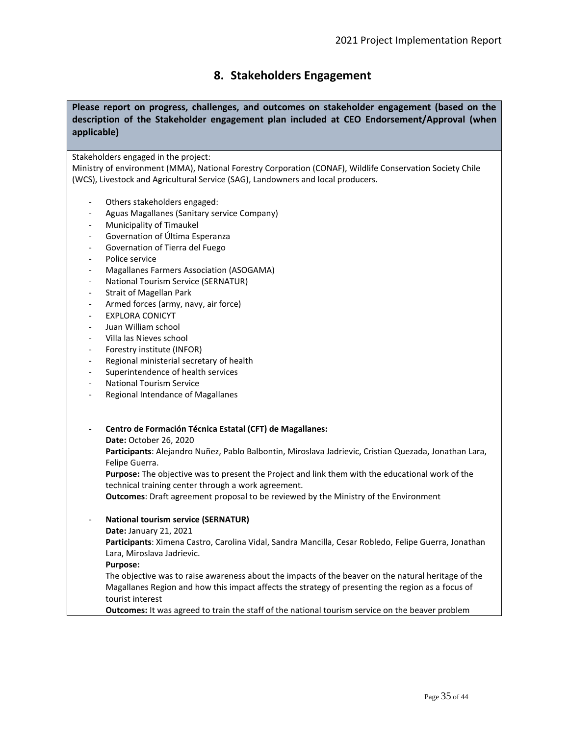## 8. Stakeholders Engagement

**Please report on progress, challenges, and outcomes on stakeholder engagement (based on the description of the Stakeholder engagement plan included at CEO Endorsement/Approval (when applicable)**

Stakeholders engaged in the project:
Ministry of environment (MMA), National Forestry Corporation (CONAF), Wildlife Conservation Society Chile (WCS), Livestock and Agricultural Service (SAG), Landowners and local producers.

- Others stakeholders engaged:
- Aguas Magallanes (Sanitary service Company)
- Municipality of Timaukel
- Governation of Última Esperanza
- Governation of Tierra del Fuego
- Police service
- Magallanes Farmers Association (ASOGAMA)
- National Tourism Service (SERNATUR)
- Strait of Magellan Park
- Armed forces (army, navy, air force)
- EXPLORA CONICYT
- Juan William school
- Villa las Nieves school
- Forestry institute (INFOR)
- Regional ministerial secretary of health
- Superintendence of health services
- National Tourism Service
- Regional Intendance of Magallanes

- **Centro de Formación Técnica Estatal (CFT) de Magallanes:**
  **Date:** October 26, 2020
  **Participants**: Alejandro Nuñez, Pablo Balbontin, Miroslava Jadrievic, Cristian Quezada, Jonathan Lara, Felipe Guerra.
  **Purpose:** The objective was to present the Project and link them with the educational work of the technical training center through a work agreement.
  **Outcomes**: Draft agreement proposal to be reviewed by the Ministry of the Environment

- **National tourism service (SERNATUR)**
  **Date:** January 21, 2021
  **Participants**: Ximena Castro, Carolina Vidal, Sandra Mancilla, Cesar Robledo, Felipe Guerra, Jonathan Lara, Miroslava Jadrievic.
  **Purpose:**
  The objective was to raise awareness about the impacts of the beaver on the natural heritage of the Magallanes Region and how this impact affects the strategy of presenting the region as a focus of tourist interest
  **Outcomes:** It was agreed to train the staff of the national tourism service on the beaver problem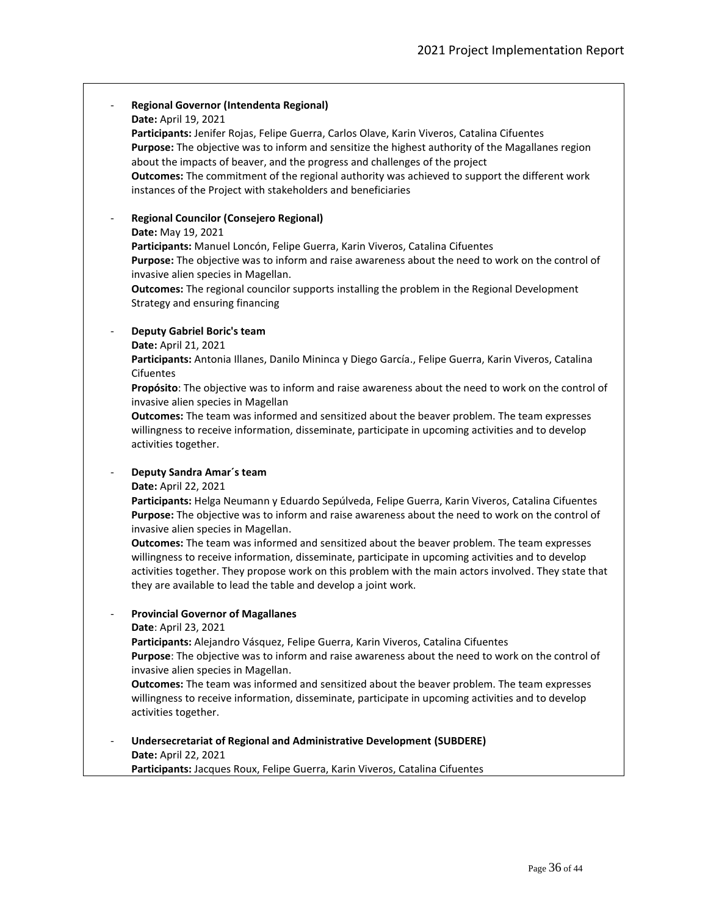- **Regional Governor (Intendenta Regional)**
  **Date:** April 19, 2021
  **Participants:** Jenifer Rojas, Felipe Guerra, Carlos Olave, Karin Viveros, Catalina Cifuentes
  **Purpose:** The objective was to inform and sensitize the highest authority of the Magallanes region about the impacts of beaver, and the progress and challenges of the project
  **Outcomes:** The commitment of the regional authority was achieved to support the different work instances of the Project with stakeholders and beneficiaries

- **Regional Councilor (Consejero Regional)**
  **Date:** May 19, 2021
  **Participants:** Manuel Loncón, Felipe Guerra, Karin Viveros, Catalina Cifuentes
  **Purpose:** The objective was to inform and raise awareness about the need to work on the control of invasive alien species in Magellan.
  **Outcomes:** The regional councilor supports installing the problem in the Regional Development Strategy and ensuring financing

- **Deputy Gabriel Boric's team**
  **Date:** April 21, 2021
  **Participants:** Antonia Illanes, Danilo Mininca y Diego García., Felipe Guerra, Karin Viveros, Catalina Cifuentes
  **Propósito**: The objective was to inform and raise awareness about the need to work on the control of invasive alien species in Magellan
  **Outcomes:** The team was informed and sensitized about the beaver problem. The team expresses willingness to receive information, disseminate, participate in upcoming activities and to develop activities together.

- **Deputy Sandra Amar´s team**
  **Date:** April 22, 2021
  **Participants:** Helga Neumann y Eduardo Sepúlveda, Felipe Guerra, Karin Viveros, Catalina Cifuentes
  **Purpose:** The objective was to inform and raise awareness about the need to work on the control of invasive alien species in Magellan.
  **Outcomes:** The team was informed and sensitized about the beaver problem. The team expresses willingness to receive information, disseminate, participate in upcoming activities and to develop activities together. They propose work on this problem with the main actors involved. They state that they are available to lead the table and develop a joint work.

- **Provincial Governor of Magallanes**
  **Date**: April 23, 2021
  **Participants:** Alejandro Vásquez, Felipe Guerra, Karin Viveros, Catalina Cifuentes
  **Purpose**: The objective was to inform and raise awareness about the need to work on the control of invasive alien species in Magellan.
  **Outcomes:** The team was informed and sensitized about the beaver problem. The team expresses willingness to receive information, disseminate, participate in upcoming activities and to develop activities together.

- **Undersecretariat of Regional and Administrative Development (SUBDERE)**
  **Date:** April 22, 2021
  **Participants:** Jacques Roux, Felipe Guerra, Karin Viveros, Catalina Cifuentes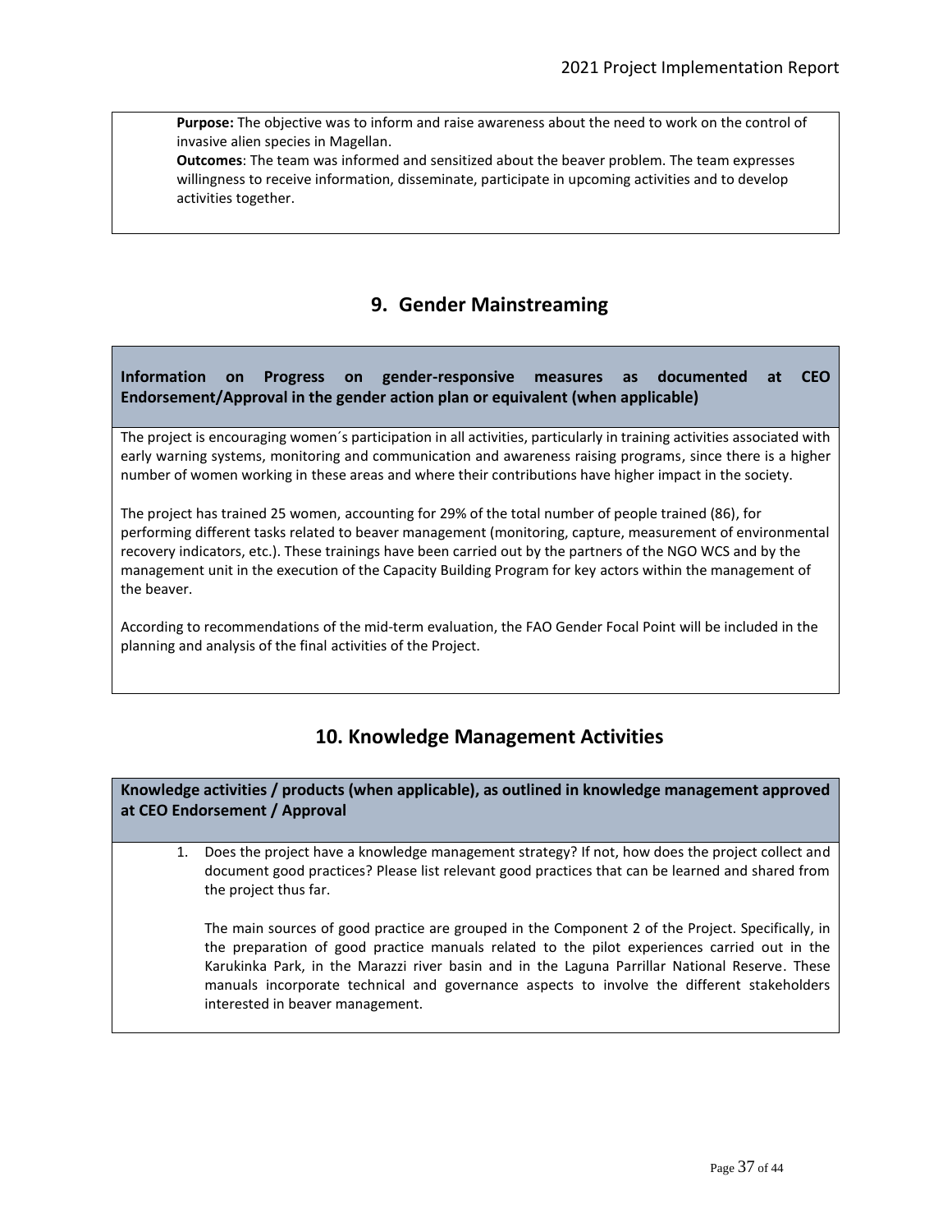**Purpose:** The objective was to inform and raise awareness about the need to work on the control of invasive alien species in Magellan.

**Outcomes**: The team was informed and sensitized about the beaver problem. The team expresses willingness to receive information, disseminate, participate in upcoming activities and to develop activities together.

## 9. Gender Mainstreaming

**Information on Progress on gender-responsive measures as documented at CEO Endorsement/Approval in the gender action plan or equivalent (when applicable)**

The project is encouraging women´s participation in all activities, particularly in training activities associated with early warning systems, monitoring and communication and awareness raising programs, since there is a higher number of women working in these areas and where their contributions have higher impact in the society.

The project has trained 25 women, accounting for 29% of the total number of people trained (86), for performing different tasks related to beaver management (monitoring, capture, measurement of environmental recovery indicators, etc.). These trainings have been carried out by the partners of the NGO WCS and by the management unit in the execution of the Capacity Building Program for key actors within the management of the beaver.

According to recommendations of the mid-term evaluation, the FAO Gender Focal Point will be included in the planning and analysis of the final activities of the Project.

## 10. Knowledge Management Activities

**Knowledge activities / products (when applicable), as outlined in knowledge management approved at CEO Endorsement / Approval**

1. Does the project have a knowledge management strategy? If not, how does the project collect and document good practices? Please list relevant good practices that can be learned and shared from the project thus far.

   The main sources of good practice are grouped in the Component 2 of the Project. Specifically, in the preparation of good practice manuals related to the pilot experiences carried out in the Karukinka Park, in the Marazzi river basin and in the Laguna Parrillar National Reserve. These manuals incorporate technical and governance aspects to involve the different stakeholders interested in beaver management.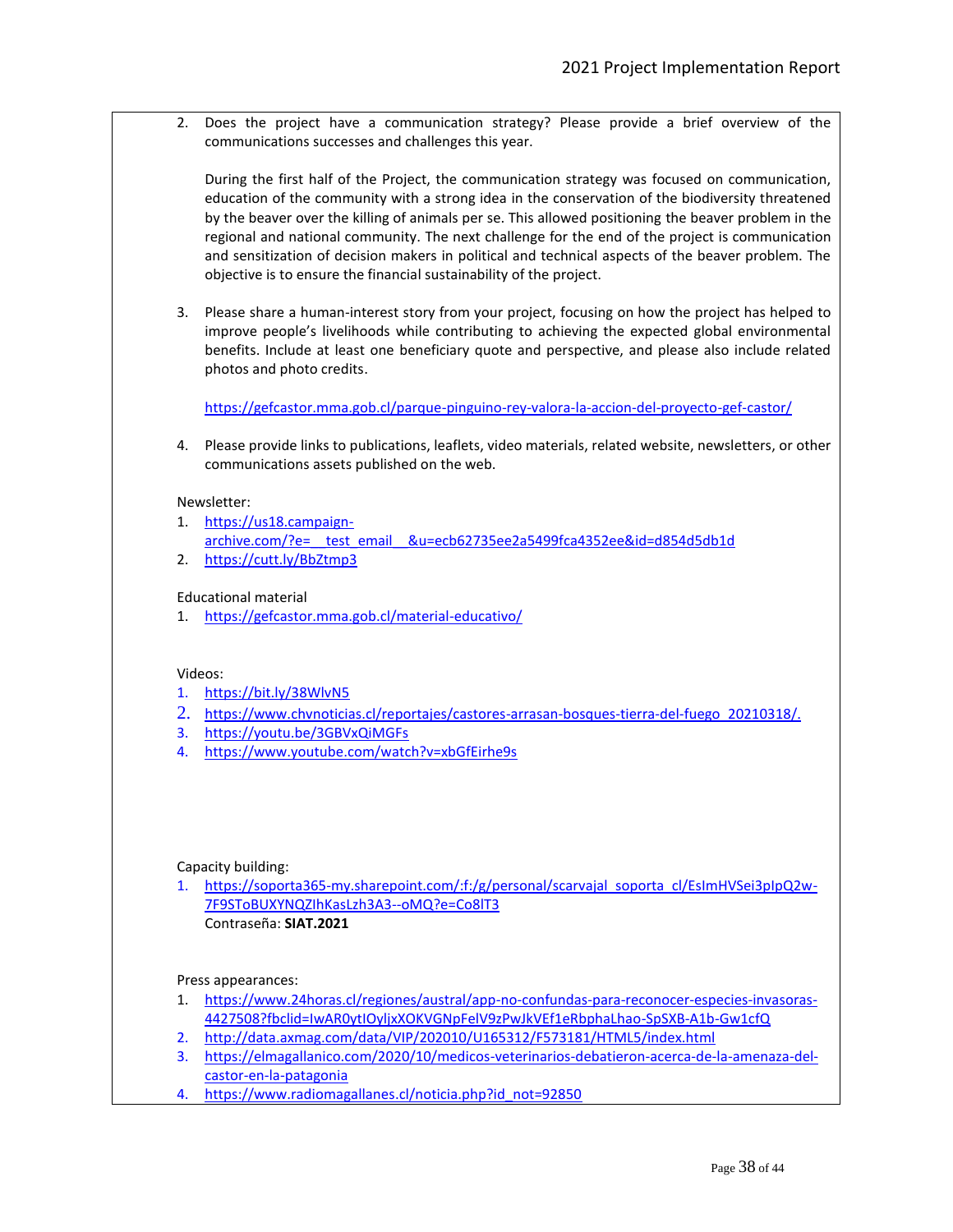2. Does the project have a communication strategy? Please provide a brief overview of the communications successes and challenges this year.

   During the first half of the Project, the communication strategy was focused on communication, education of the community with a strong idea in the conservation of the biodiversity threatened by the beaver over the killing of animals per se. This allowed positioning the beaver problem in the regional and national community. The next challenge for the end of the project is communication and sensitization of decision makers in political and technical aspects of the beaver problem. The objective is to ensure the financial sustainability of the project.

3. Please share a human-interest story from your project, focusing on how the project has helped to improve people's livelihoods while contributing to achieving the expected global environmental benefits. Include at least one beneficiary quote and perspective, and please also include related photos and photo credits.

   https://gefcastor.mma.gob.cl/parque-pinguino-rey-valora-la-accion-del-proyecto-gef-castor/

4. Please provide links to publications, leaflets, video materials, related website, newsletters, or other communications assets published on the web.

Newsletter:

1. https://us18.campaign-archive.com/?e=__test_email__&u=ecb62735ee2a5499fca4352ee&id=d854d5db1d
2. https://cutt.ly/BbZtmp3

Educational material

1. https://gefcastor.mma.gob.cl/material-educativo/

Videos:

1. https://bit.ly/38WlvN5
2. https://www.chvnoticias.cl/reportajes/castores-arrasan-bosques-tierra-del-fuego_20210318/.
3. https://youtu.be/3GBVxQiMGFs
4. https://www.youtube.com/watch?v=xbGfEirhe9s

Capacity building:

1. https://soporta365-my.sharepoint.com/:f:/g/personal/scarvajal_soporta_cl/EsImHVSei3pIpQ2w-7F9SToBUXYNQZIhKasLzh3A3--oMQ?e=Co8lT3
   Contraseña: **SIAT.2021**

Press appearances:

1. https://www.24horas.cl/regiones/austral/app-no-confundas-para-reconocer-especies-invasoras-4427508?fbclid=IwAR0ytIOyljxXOKVGNpFelV9zPwJkVEf1eRbphaLhao-SpSXB-A1b-Gw1cfQ
2. http://data.axmag.com/data/VIP/202010/U165312/F573181/HTML5/index.html
3. https://elmagallanico.com/2020/10/medicos-veterinarios-debatieron-acerca-de-la-amenaza-del-castor-en-la-patagonia
4. https://www.radiomagallanes.cl/noticia.php?id_not=92850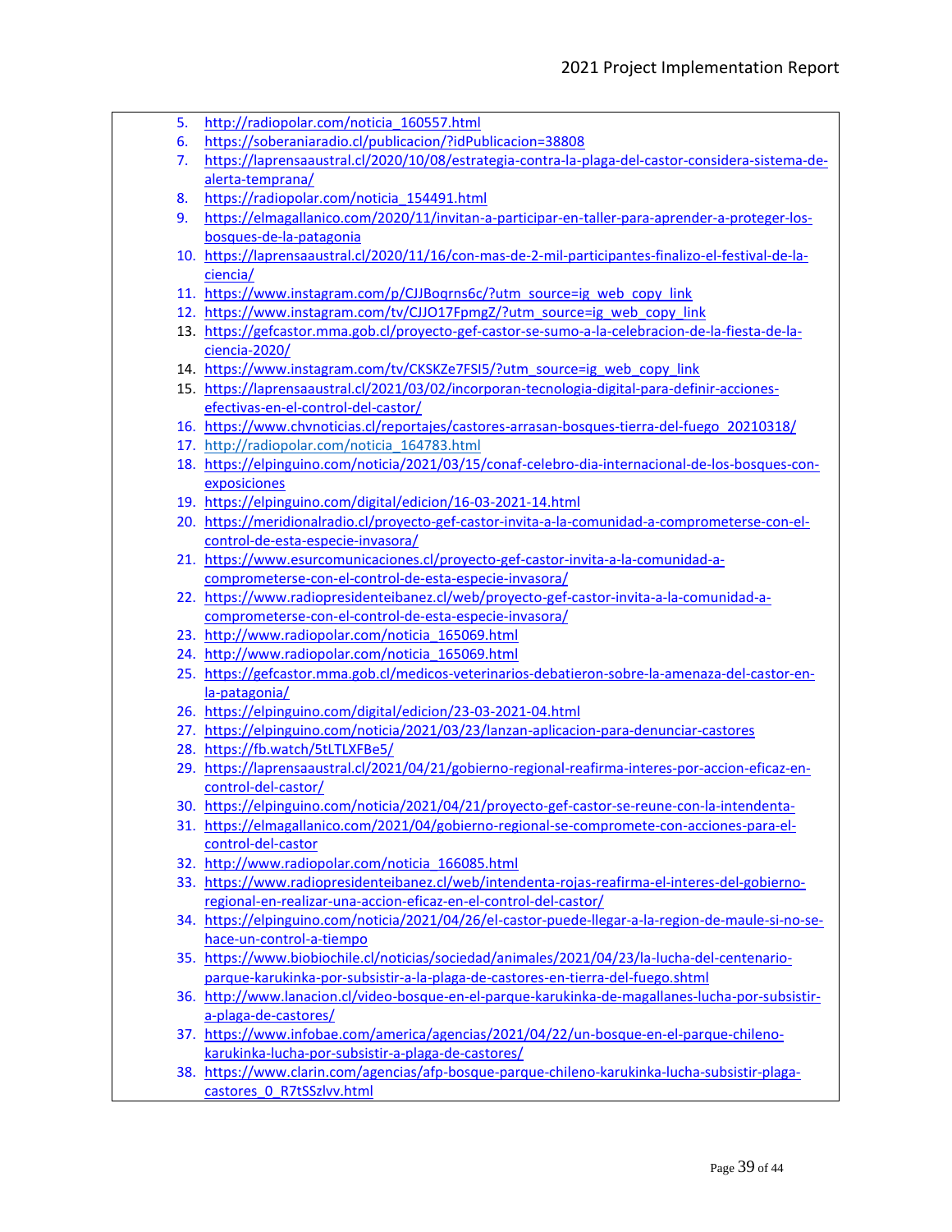5. http://radiopolar.com/noticia_160557.html
6. https://soberaniaradio.cl/publicacion/?idPublicacion=38808
7. https://laprensaaustral.cl/2020/10/08/estrategia-contra-la-plaga-del-castor-considera-sistema-de-alerta-temprana/
8. https://radiopolar.com/noticia_154491.html
9. https://elmagallanico.com/2020/11/invitan-a-participar-en-taller-para-aprender-a-proteger-los-bosques-de-la-patagonia
10. https://laprensaaustral.cl/2020/11/16/con-mas-de-2-mil-participantes-finalizo-el-festival-de-la-ciencia/
11. https://www.instagram.com/p/CJJBoqrns6c/?utm_source=ig_web_copy_link
12. https://www.instagram.com/tv/CJJO17FpmgZ/?utm_source=ig_web_copy_link
13. https://gefcastor.mma.gob.cl/proyecto-gef-castor-se-sumo-a-la-celebracion-de-la-fiesta-de-la-ciencia-2020/
14. https://www.instagram.com/tv/CKSKZe7FSI5/?utm_source=ig_web_copy_link
15. https://laprensaaustral.cl/2021/03/02/incorporan-tecnologia-digital-para-definir-acciones-efectivas-en-el-control-del-castor/
16. https://www.chvnoticias.cl/reportajes/castores-arrasan-bosques-tierra-del-fuego_20210318/
17. http://radiopolar.com/noticia_164783.html
18. https://elpinguino.com/noticia/2021/03/15/conaf-celebro-dia-internacional-de-los-bosques-con-exposiciones
19. https://elpinguino.com/digital/edicion/16-03-2021-14.html
20. https://meridionalradio.cl/proyecto-gef-castor-invita-a-la-comunidad-a-comprometerse-con-el-control-de-esta-especie-invasora/
21. https://www.esurcomunicaciones.cl/proyecto-gef-castor-invita-a-la-comunidad-a-comprometerse-con-el-control-de-esta-especie-invasora/
22. https://www.radiopresidenteibanez.cl/web/proyecto-gef-castor-invita-a-la-comunidad-a-comprometerse-con-el-control-de-esta-especie-invasora/
23. http://www.radiopolar.com/noticia_165069.html
24. http://www.radiopolar.com/noticia_165069.html
25. https://gefcastor.mma.gob.cl/medicos-veterinarios-debatieron-sobre-la-amenaza-del-castor-en-la-patagonia/
26. https://elpinguino.com/digital/edicion/23-03-2021-04.html
27. https://elpinguino.com/noticia/2021/03/23/lanzan-aplicacion-para-denunciar-castores
28. https://fb.watch/5tLTLXFBe5/
29. https://laprensaaustral.cl/2021/04/21/gobierno-regional-reafirma-interes-por-accion-eficaz-en-control-del-castor/
30. https://elpinguino.com/noticia/2021/04/21/proyecto-gef-castor-se-reune-con-la-intendenta-
31. https://elmagallanico.com/2021/04/gobierno-regional-se-compromete-con-acciones-para-el-control-del-castor
32. http://www.radiopolar.com/noticia_166085.html
33. https://www.radiopresidenteibanez.cl/web/intendenta-rojas-reafirma-el-interes-del-gobierno-regional-en-realizar-una-accion-eficaz-en-el-control-del-castor/
34. https://elpinguino.com/noticia/2021/04/26/el-castor-puede-llegar-a-la-region-de-maule-si-no-se-hace-un-control-a-tiempo
35. https://www.biobiochile.cl/noticias/sociedad/animales/2021/04/23/la-lucha-del-centenario-parque-karukinka-por-subsistir-a-la-plaga-de-castores-en-tierra-del-fuego.shtml
36. http://www.lanacion.cl/video-bosque-en-el-parque-karukinka-de-magallanes-lucha-por-subsistir-a-plaga-de-castores/
37. https://www.infobae.com/america/agencias/2021/04/22/un-bosque-en-el-parque-chileno-karukinka-lucha-por-subsistir-a-plaga-de-castores/
38. https://www.clarin.com/agencias/afp-bosque-parque-chileno-karukinka-lucha-subsistir-plaga-castores_0_R7tSSzlvv.html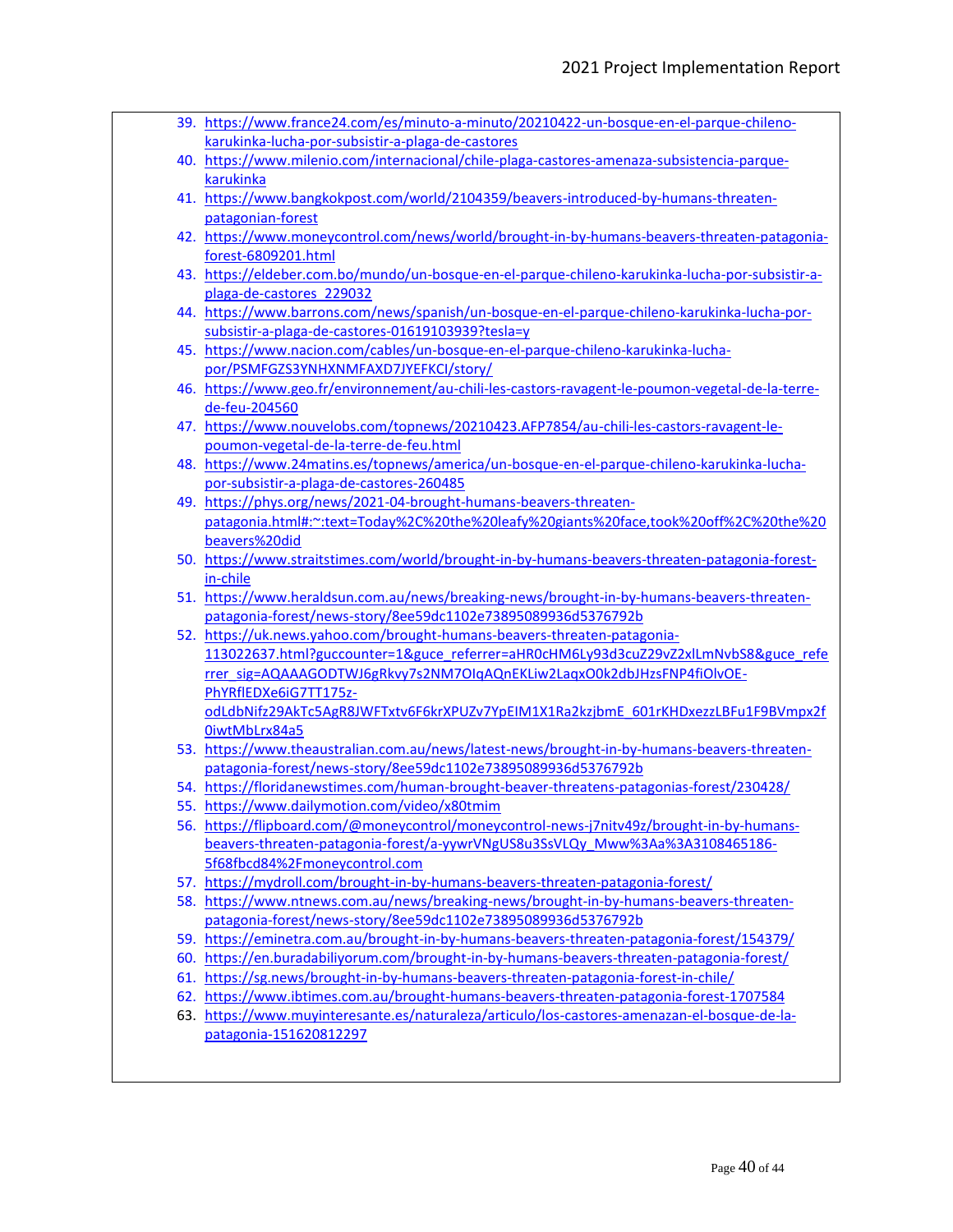39. https://www.france24.com/es/minuto-a-minuto/20210422-un-bosque-en-el-parque-chileno-karukinka-lucha-por-subsistir-a-plaga-de-castores
40. https://www.milenio.com/internacional/chile-plaga-castores-amenaza-subsistencia-parque-karukinka
41. https://www.bangkokpost.com/world/2104359/beavers-introduced-by-humans-threaten-patagonian-forest
42. https://www.moneycontrol.com/news/world/brought-in-by-humans-beavers-threaten-patagonia-forest-6809201.html
43. https://eldeber.com.bo/mundo/un-bosque-en-el-parque-chileno-karukinka-lucha-por-subsistir-a-plaga-de-castores_229032
44. https://www.barrons.com/news/spanish/un-bosque-en-el-parque-chileno-karukinka-lucha-por-subsistir-a-plaga-de-castores-01619103939?tesla=y
45. https://www.nacion.com/cables/un-bosque-en-el-parque-chileno-karukinka-lucha-por/PSMFGZS3YNHXNMFAXD7JYEFKCI/story/
46. https://www.geo.fr/environnement/au-chili-les-castors-ravagent-le-poumon-vegetal-de-la-terre-de-feu-204560
47. https://www.nouvelobs.com/topnews/20210423.AFP7854/au-chili-les-castors-ravagent-le-poumon-vegetal-de-la-terre-de-feu.html
48. https://www.24matins.es/topnews/america/un-bosque-en-el-parque-chileno-karukinka-lucha-por-subsistir-a-plaga-de-castores-260485
49. https://phys.org/news/2021-04-brought-humans-beavers-threaten-patagonia.html#:~:text=Today%2C%20the%20leafy%20giants%20face,took%20off%2C%20the%20beavers%20did
50. https://www.straitstimes.com/world/brought-in-by-humans-beavers-threaten-patagonia-forest-in-chile
51. https://www.heraldsun.com.au/news/breaking-news/brought-in-by-humans-beavers-threaten-patagonia-forest/news-story/8ee59dc1102e73895089936d5376792b
52. https://uk.news.yahoo.com/brought-humans-beavers-threaten-patagonia-113022637.html?guccounter=1&guce_referrer=aHR0cHM6Ly93d3cuZ29vZ2xlLmNvbS8&guce_referrer_sig=AQAAAGODTWJ6gRkvy7s2NM7OIqAQnEKLiw2LaqxO0k2dbJHzsFNP4fiOlvOE-PhYRflEDXe6iG7TT175z-odLdbNifz29AkTc5AgR8JWFTxtv6F6krXPUZv7YpEIM1X1Ra2kzjbmE_601rKHDxezzLBFu1F9BVmpx2f0iwtMbLrx84a5
53. https://www.theaustralian.com.au/news/latest-news/brought-in-by-humans-beavers-threaten-patagonia-forest/news-story/8ee59dc1102e73895089936d5376792b
54. https://floridanewstimes.com/human-brought-beaver-threatens-patagonias-forest/230428/
55. https://www.dailymotion.com/video/x80tmim
56. https://flipboard.com/@moneycontrol/moneycontrol-news-j7nitv49z/brought-in-by-humans-beavers-threaten-patagonia-forest/a-yywrVNgUS8u3SsVLQy_Mww%3Aa%3A3108465186-5f68fbcd84%2Fmoneycontrol.com
57. https://mydroll.com/brought-in-by-humans-beavers-threaten-patagonia-forest/
58. https://www.ntnews.com.au/news/breaking-news/brought-in-by-humans-beavers-threaten-patagonia-forest/news-story/8ee59dc1102e73895089936d5376792b
59. https://eminetra.com.au/brought-in-by-humans-beavers-threaten-patagonia-forest/154379/
60. https://en.buradabiliyorum.com/brought-in-by-humans-beavers-threaten-patagonia-forest/
61. https://sg.news/brought-in-by-humans-beavers-threaten-patagonia-forest-in-chile/
62. https://www.ibtimes.com.au/brought-humans-beavers-threaten-patagonia-forest-1707584
63. https://www.muyinteresante.es/naturaleza/articulo/los-castores-amenazan-el-bosque-de-la-patagonia-151620812297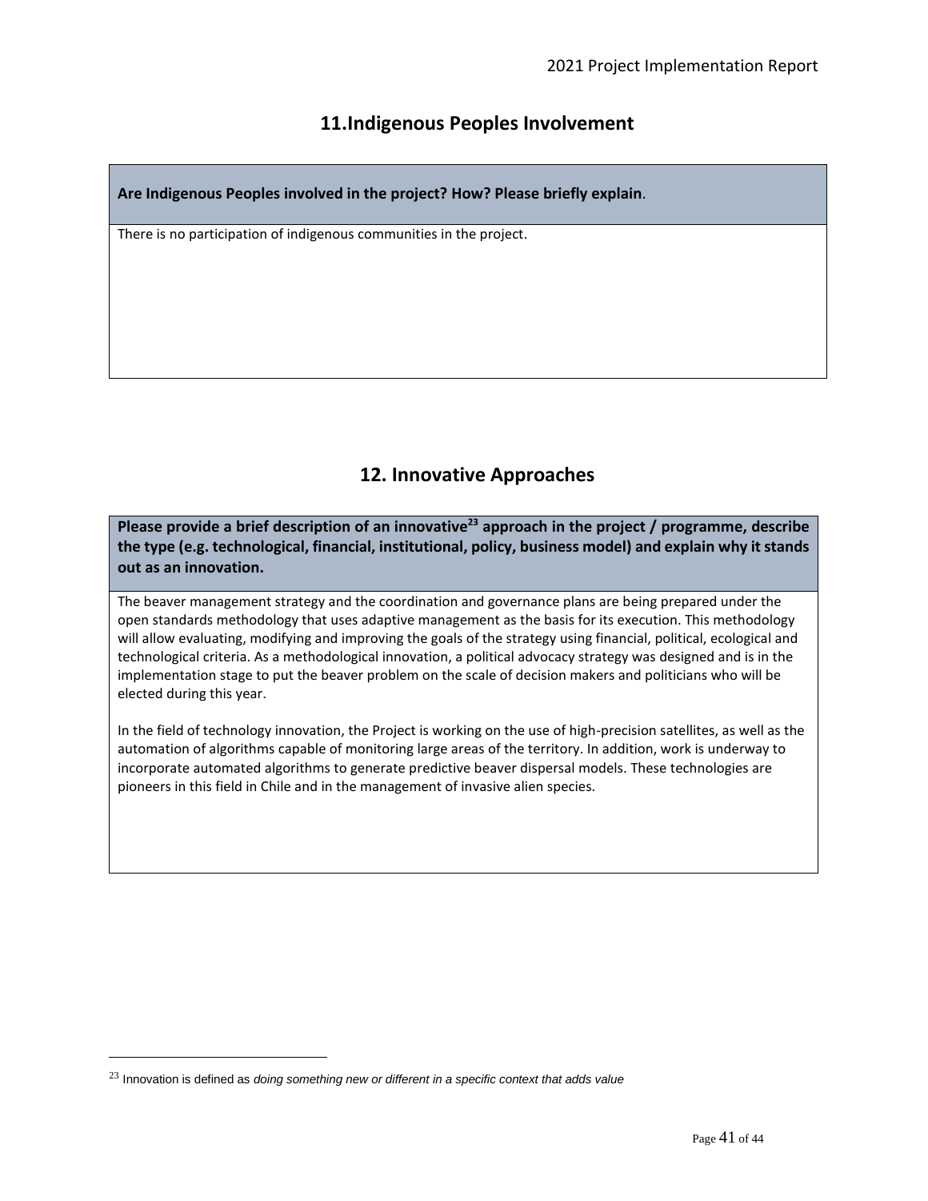## 11.Indigenous Peoples Involvement

**Are Indigenous Peoples involved in the project? How? Please briefly explain**.

There is no participation of indigenous communities in the project.

## 12. Innovative Approaches

**Please provide a brief description of an innovative[23] approach in the project / programme, describe the type (e.g. technological, financial, institutional, policy, business model) and explain why it stands out as an innovation.**

The beaver management strategy and the coordination and governance plans are being prepared under the open standards methodology that uses adaptive management as the basis for its execution. This methodology will allow evaluating, modifying and improving the goals of the strategy using financial, political, ecological and technological criteria. As a methodological innovation, a political advocacy strategy was designed and is in the implementation stage to put the beaver problem on the scale of decision makers and politicians who will be elected during this year.

In the field of technology innovation, the Project is working on the use of high-precision satellites, as well as the automation of algorithms capable of monitoring large areas of the territory. In addition, work is underway to incorporate automated algorithms to generate predictive beaver dispersal models. These technologies are pioneers in this field in Chile and in the management of invasive alien species.

[23] Innovation is defined as *doing something new or different in a specific context that adds value*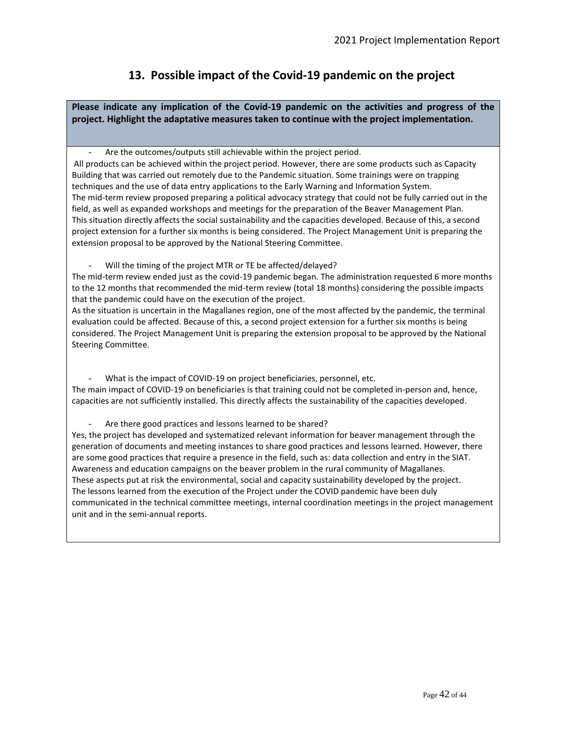## 13. Possible impact of the Covid-19 pandemic on the project

**Please indicate any implication of the Covid-19 pandemic on the activities and progress of the project. Highlight the adaptative measures taken to continue with the project implementation.**

- Are the outcomes/outputs still achievable within the project period.

All products can be achieved within the project period. However, there are some products such as Capacity Building that was carried out remotely due to the Pandemic situation. Some trainings were on trapping techniques and the use of data entry applications to the Early Warning and Information System.
The mid-term review proposed preparing a political advocacy strategy that could not be fully carried out in the field, as well as expanded workshops and meetings for the preparation of the Beaver Management Plan.
This situation directly affects the social sustainability and the capacities developed. Because of this, a second project extension for a further six months is being considered. The Project Management Unit is preparing the extension proposal to be approved by the National Steering Committee.

- Will the timing of the project MTR or TE be affected/delayed?

The mid-term review ended just as the covid-19 pandemic began. The administration requested 6 more months to the 12 months that recommended the mid-term review (total 18 months) considering the possible impacts that the pandemic could have on the execution of the project.
As the situation is uncertain in the Magallanes region, one of the most affected by the pandemic, the terminal evaluation could be affected. Because of this, a second project extension for a further six months is being considered. The Project Management Unit is preparing the extension proposal to be approved by the National Steering Committee.

- What is the impact of COVID-19 on project beneficiaries, personnel, etc.

The main impact of COVID-19 on beneficiaries is that training could not be completed in-person and, hence, capacities are not sufficiently installed. This directly affects the sustainability of the capacities developed.

- Are there good practices and lessons learned to be shared?

Yes, the project has developed and systematized relevant information for beaver management through the generation of documents and meeting instances to share good practices and lessons learned. However, there are some good practices that require a presence in the field, such as: data collection and entry in the SIAT. Awareness and education campaigns on the beaver problem in the rural community of Magallanes.
These aspects put at risk the environmental, social and capacity sustainability developed by the project.
The lessons learned from the execution of the Project under the COVID pandemic have been duly communicated in the technical committee meetings, internal coordination meetings in the project management unit and in the semi-annual reports.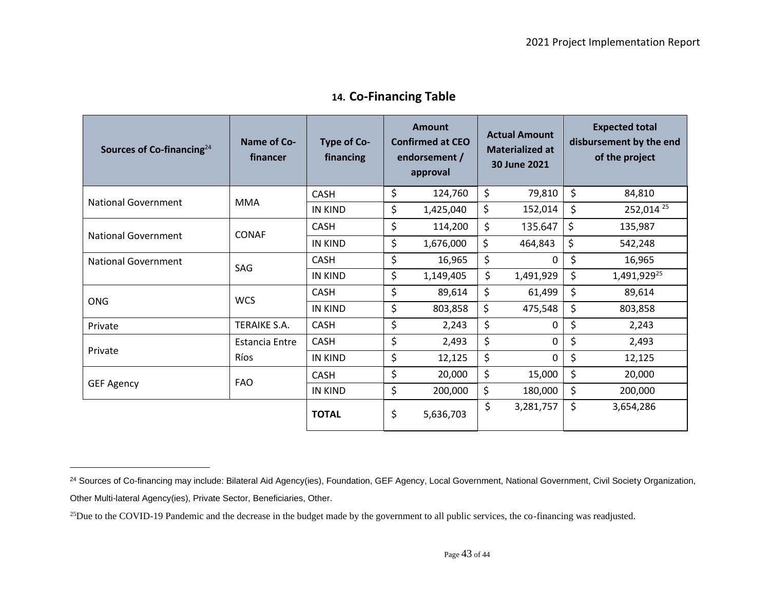## 14. Co-Financing Table

| Sources of Co-financing[24] | Name of Co-financer | Type of Co-financing | Amount Confirmed at CEO endorsement / approval | Actual Amount Materialized at 30 June 2021 | Expected total disbursement by the end of the project |
|---|---|---|---|---|---|
| National Government | MMA | CASH | $ 124,760 | $ 79,810 | $ 84,810 |
| | | IN KIND | $ 1,425,040 | $ 152,014 | $ 252,014 [25] |
| National Government | CONAF | CASH | $ 114,200 | $ 135.647 | $ 135,987 |
| | | IN KIND | $ 1,676,000 | $ 464,843 | $ 542,248 |
| National Government | SAG | CASH | $ 16,965 | $ 0 | $ 16,965 |
| | | IN KIND | $ 1,149,405 | $ 1,491,929 | $ 1,491,929[25] |
| ONG | WCS | CASH | $ 89,614 | $ 61,499 | $ 89,614 |
| | | IN KIND | $ 803,858 | $ 475,548 | $ 803,858 |
| Private | TERAIKE S.A. | CASH | $ 2,243 | $ 0 | $ 2,243 |
| Private | Estancia Entre Ríos | CASH | $ 2,493 | $ 0 | $ 2,493 |
| | | IN KIND | $ 12,125 | $ 0 | $ 12,125 |
| GEF Agency | FAO | CASH | $ 20,000 | $ 15,000 | $ 20,000 |
| | | IN KIND | $ 200,000 | $ 180,000 | $ 200,000 |
| | | **TOTAL** | $ 5,636,703 | $ 3,281,757 | $ 3,654,286 |

[24] Sources of Co-financing may include: Bilateral Aid Agency(ies), Foundation, GEF Agency, Local Government, National Government, Civil Society Organization, Other Multi-lateral Agency(ies), Private Sector, Beneficiaries, Other.

[25] Due to the COVID-19 Pandemic and the decrease in the budget made by the government to all public services, the co-financing was readjusted.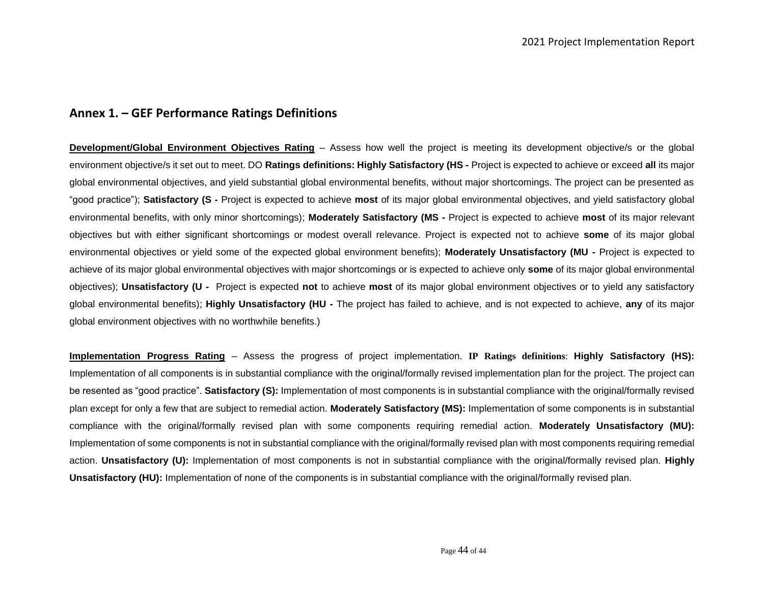## Annex 1. – GEF Performance Ratings Definitions

**Development/Global Environment Objectives Rating** – Assess how well the project is meeting its development objective/s or the global environment objective/s it set out to meet. DO **Ratings definitions: Highly Satisfactory (HS -** Project is expected to achieve or exceed **all** its major global environmental objectives, and yield substantial global environmental benefits, without major shortcomings. The project can be presented as "good practice"); **Satisfactory (S -** Project is expected to achieve **most** of its major global environmental objectives, and yield satisfactory global environmental benefits, with only minor shortcomings); **Moderately Satisfactory (MS -** Project is expected to achieve **most** of its major relevant objectives but with either significant shortcomings or modest overall relevance. Project is expected not to achieve **some** of its major global environmental objectives or yield some of the expected global environment benefits); **Moderately Unsatisfactory (MU -** Project is expected to achieve of its major global environmental objectives with major shortcomings or is expected to achieve only **some** of its major global environmental objectives); **Unsatisfactory (U -** Project is expected **not** to achieve **most** of its major global environment objectives or to yield any satisfactory global environmental benefits); **Highly Unsatisfactory (HU -** The project has failed to achieve, and is not expected to achieve, **any** of its major global environment objectives with no worthwhile benefits.)

**Implementation Progress Rating** – Assess the progress of project implementation. **IP Ratings definitions**: **Highly Satisfactory (HS):** Implementation of all components is in substantial compliance with the original/formally revised implementation plan for the project. The project can be resented as "good practice". **Satisfactory (S):** Implementation of most components is in substantial compliance with the original/formally revised plan except for only a few that are subject to remedial action. **Moderately Satisfactory (MS):** Implementation of some components is in substantial compliance with the original/formally revised plan with some components requiring remedial action. **Moderately Unsatisfactory (MU):** Implementation of some components is not in substantial compliance with the original/formally revised plan with most components requiring remedial action. **Unsatisfactory (U):** Implementation of most components is not in substantial compliance with the original/formally revised plan. **Highly Unsatisfactory (HU):** Implementation of none of the components is in substantial compliance with the original/formally revised plan.